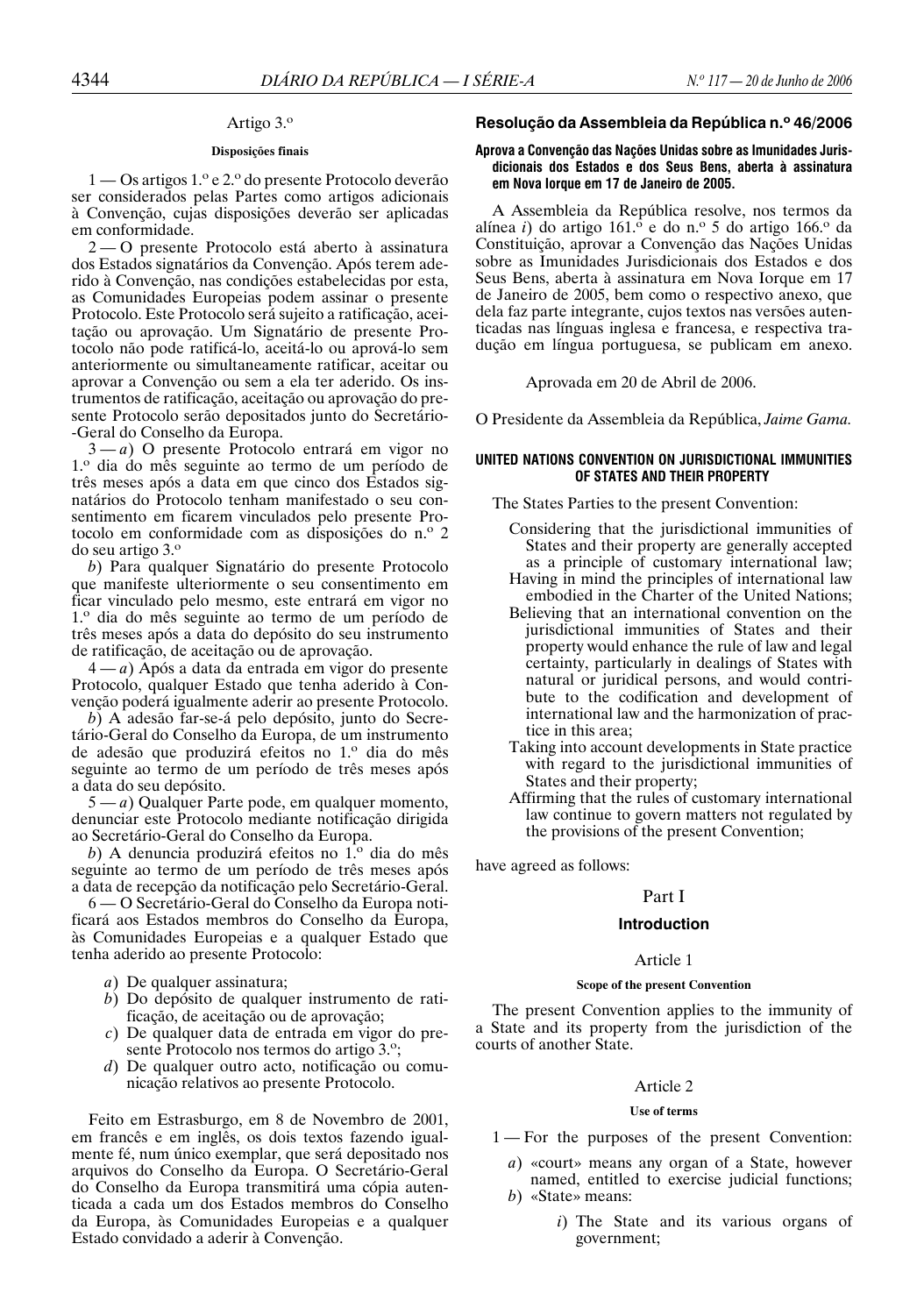### Artigo 3.º

#### Disposições finais

1 — Os artigos 1.º e 2.º do presente Protocolo deverão ser considerados pelas Partes como artigos adicionais à Convenção, cujas disposições deverão ser aplicadas em conformidade.

2 — O presente Protocolo está aberto à assinatura dos Estados signatários da Convenção. Após terem aderido à Convenção, nas condições estabelecidas por esta, as Comunidades Europeias podem assinar o presente Protocolo. Este Protocolo será sujeito a ratificação, aceitação ou aprovação. Um Signatário de presente Protocolo não pode ratificá-lo, aceitá-lo ou aprová-lo sem anteriormente ou simultaneamente ratificar, aceitar ou aprovar a Convenção ou sem a ela ter aderido. Os instrumentos de ratificação, aceitação ou aprovação do presente Protocolo serão depositados junto do Secretário-Geral do Conselho da Europa.

3 — *a*) O presente Protocolo entrará em vigor no 1.º dia do mês seguinte ao termo de um período de três meses após a data em que cinco dos Estados signatários do Protocolo tenham manifestado o seu consentimento em ficarem vinculados pelo presente Protocolo em conformidade com as disposições do n.º 2 do seu artigo 3.º

*b*) Para qualquer Signatário do presente Protocolo que manifeste ulteriormente o seu consentimento em ficar vinculado pelo mesmo, este entrará em vigor no 1.º dia do mês seguinte ao termo de um período de três meses após a data do depósito do seu instrumento de ratificação, de aceitação ou de aprovação.

4 — *a*) Após a data da entrada em vigor do presente Protocolo, qualquer Estado que tenha aderido à Convenção poderá igualmente aderir ao presente Protocolo.

*b*) A adesão far-se-á pelo depósito, junto do Secretário-Geral do Conselho da Europa, de um instrumento de adesão que produzirá efeitos no 1.º dia do mês seguinte ao termo de um período de três meses após a data do seu depósito.

5 — *a*) Qualquer Parte pode, em qualquer momento, denunciar este Protocolo mediante notificação dirigida ao Secretário-Geral do Conselho da Europa.

*b*) A denuncia produzirá efeitos no 1.º dia do mês seguinte ao termo de um período de três meses após a data de recepção da notificação pelo Secretário-Geral.

6 — O Secretário-Geral do Conselho da Europa notificará aos Estados membros do Conselho da Europa, às Comunidades Europeias e a qualquer Estado que tenha aderido ao presente Protocolo:

- *a*) De qualquer assinatura;
- *b*) Do depósito de qualquer instrumento de ratificação, de aceitação ou de aprovação;
- *c*) De qualquer data de entrada em vigor do presente Protocolo nos termos do artigo 3.º;
- *d*) De qualquer outro acto, notificação ou comunicação relativos ao presente Protocolo.

Feito em Estrasburgo, em 8 de Novembro de 2001, em francês e em inglês, os dois textos fazendo igualmente fé, num único exemplar, que será depositado nos arquivos do Conselho da Europa. O Secretário-Geral do Conselho da Europa transmitirá uma cópia autenticada a cada um dos Estados membros do Conselho da Europa, às Comunidades Europeias e a qualquer Estado convidado a aderir à Convenção.

## Resolução da Assembleia da República n.º 46/2006

**Aprova a Convenção das Nações Unidas sobre as Imunidades Jurisdicionais dos Estados e dos Seus Bens, aberta à assinatura em Nova Iorque em 17 de Janeiro de 2005.**

A Assembleia da República resolve, nos termos da alínea *i*) do artigo 161.º e do n.º 5 do artigo 166.º da Constituição, aprovar a Convenção das Nações Unidas sobre as Imunidades Jurisdicionais dos Estados e dos Seus Bens, aberta à assinatura em Nova Iorque em 17 de Janeiro de 2005, bem como o respectivo anexo, que dela faz parte integrante, cujos textos nas versões autenticadas nas línguas inglesa e francesa, e respectiva tradução em língua portuguesa, se publicam em anexo.

Aprovada em 20 de Abril de 2006.

O Presidente da Assembleia da República, *Jaime Gama.*

## UNITED NATIONS CONVENTION ON JURISDICTIONAL IMMUNITIES OF STATES AND THEIR PROPERTY

The States Parties to the present Convention:

Considering that the jurisdictional immunities of States and their property are generally accepted as a principle of customary international law;

Having in mind the principles of international law embodied in the Charter of the United Nations;

Believing that an international convention on the jurisdictional immunities of States and their property would enhance the rule of law and legal certainty, particularly in dealings of States with natural or juridical persons, and would contribute to the codification and development of international law and the harmonization of practice in this area;

Taking into account developments in State practice with regard to the jurisdictional immunities of States and their property;

Affirming that the rules of customary international law continue to govern matters not regulated by the provisions of the present Convention;

have agreed as follows:

### Part I

### Introduction

#### Article 1

##### Scope of the present Convention

The present Convention applies to the immunity of a State and its property from the jurisdiction of the courts of another State.

#### Article 2

##### Use of terms

1 — For the purposes of the present Convention:

- *a*) «court» means any organ of a State, however named, entitled to exercise judicial functions;
- *b*) «State» means:
  - *i*) The State and its various organs of government;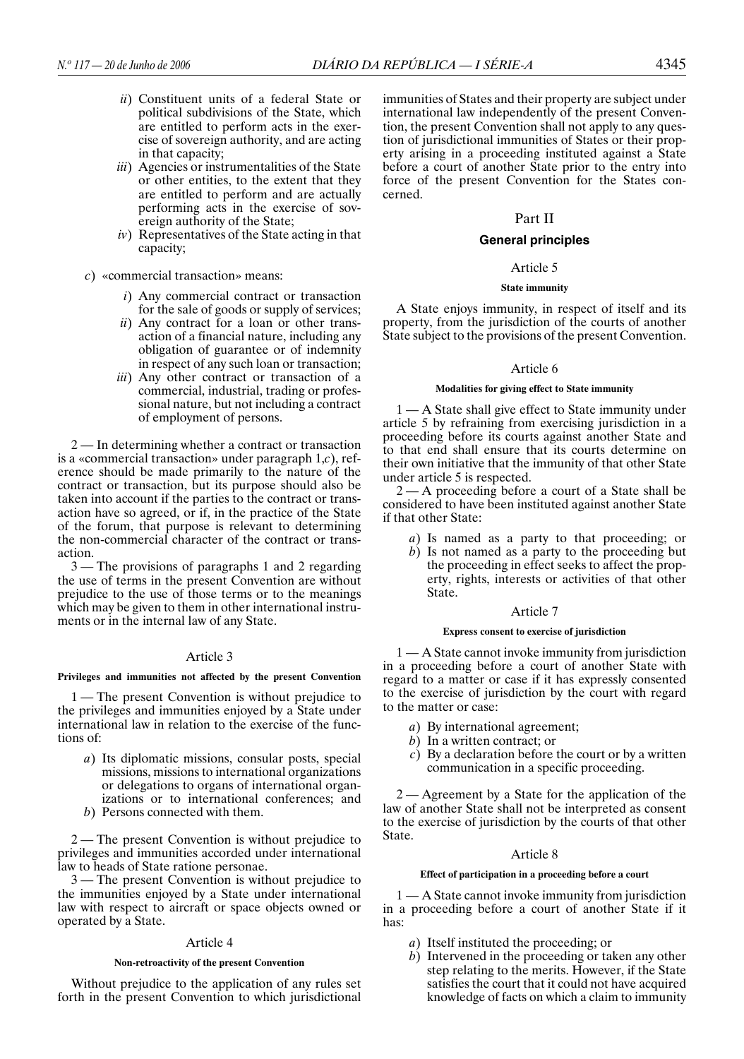*ii*) Constituent units of a federal State or political subdivisions of the State, which are entitled to perform acts in the exercise of sovereign authority, and are acting in that capacity;

*iii*) Agencies or instrumentalities of the State or other entities, to the extent that they are entitled to perform and are actually performing acts in the exercise of sovereign authority of the State;

*iv*) Representatives of the State acting in that capacity;

*c*) «commercial transaction» means:

*i*) Any commercial contract or transaction for the sale of goods or supply of services;

*ii*) Any contract for a loan or other transaction of a financial nature, including any obligation of guarantee or of indemnity in respect of any such loan or transaction;

*iii*) Any other contract or transaction of a commercial, industrial, trading or professional nature, but not including a contract of employment of persons.

2 — In determining whether a contract or transaction is a «commercial transaction» under paragraph 1,*c*), reference should be made primarily to the nature of the contract or transaction, but its purpose should also be taken into account if the parties to the contract or transaction have so agreed, or if, in the practice of the State of the forum, that purpose is relevant to determining the non-commercial character of the contract or transaction.

3 — The provisions of paragraphs 1 and 2 regarding the use of terms in the present Convention are without prejudice to the use of those terms or to the meanings which may be given to them in other international instruments or in the internal law of any State.

### Article 3

**Privileges and immunities not affected by the present Convention**

1 — The present Convention is without prejudice to the privileges and immunities enjoyed by a State under international law in relation to the exercise of the functions of:

*a*) Its diplomatic missions, consular posts, special missions, missions to international organizations or delegations to organs of international organizations or to international conferences; and

*b*) Persons connected with them.

2 — The present Convention is without prejudice to privileges and immunities accorded under international law to heads of State ratione personae.

3 — The present Convention is without prejudice to the immunities enjoyed by a State under international law with respect to aircraft or space objects owned or operated by a State.

### Article 4

**Non-retroactivity of the present Convention**

Without prejudice to the application of any rules set forth in the present Convention to which jurisdictional immunities of States and their property are subject under international law independently of the present Convention, the present Convention shall not apply to any question of jurisdictional immunities of States or their property arising in a proceeding instituted against a State before a court of another State prior to the entry into force of the present Convention for the States concerned.

## Part II

## General principles

### Article 5

**State immunity**

A State enjoys immunity, in respect of itself and its property, from the jurisdiction of the courts of another State subject to the provisions of the present Convention.

### Article 6

**Modalities for giving effect to State immunity**

1 — A State shall give effect to State immunity under article 5 by refraining from exercising jurisdiction in a proceeding before its courts against another State and to that end shall ensure that its courts determine on their own initiative that the immunity of that other State under article 5 is respected.

2 — A proceeding before a court of a State shall be considered to have been instituted against another State if that other State:

*a*) Is named as a party to that proceeding; or

*b*) Is not named as a party to the proceeding but the proceeding in effect seeks to affect the property, rights, interests or activities of that other State.

### Article 7

**Express consent to exercise of jurisdiction**

1 — A State cannot invoke immunity from jurisdiction in a proceeding before a court of another State with regard to a matter or case if it has expressly consented to the exercise of jurisdiction by the court with regard to the matter or case:

*a*) By international agreement;

*b*) In a written contract; or

*c*) By a declaration before the court or by a written communication in a specific proceeding.

2 — Agreement by a State for the application of the law of another State shall not be interpreted as consent to the exercise of jurisdiction by the courts of that other State.

### Article 8

**Effect of participation in a proceeding before a court**

1 — A State cannot invoke immunity from jurisdiction in a proceeding before a court of another State if it has:

*a*) Itself instituted the proceeding; or

*b*) Intervened in the proceeding or taken any other step relating to the merits. However, if the State satisfies the court that it could not have acquired knowledge of facts on which a claim to immunity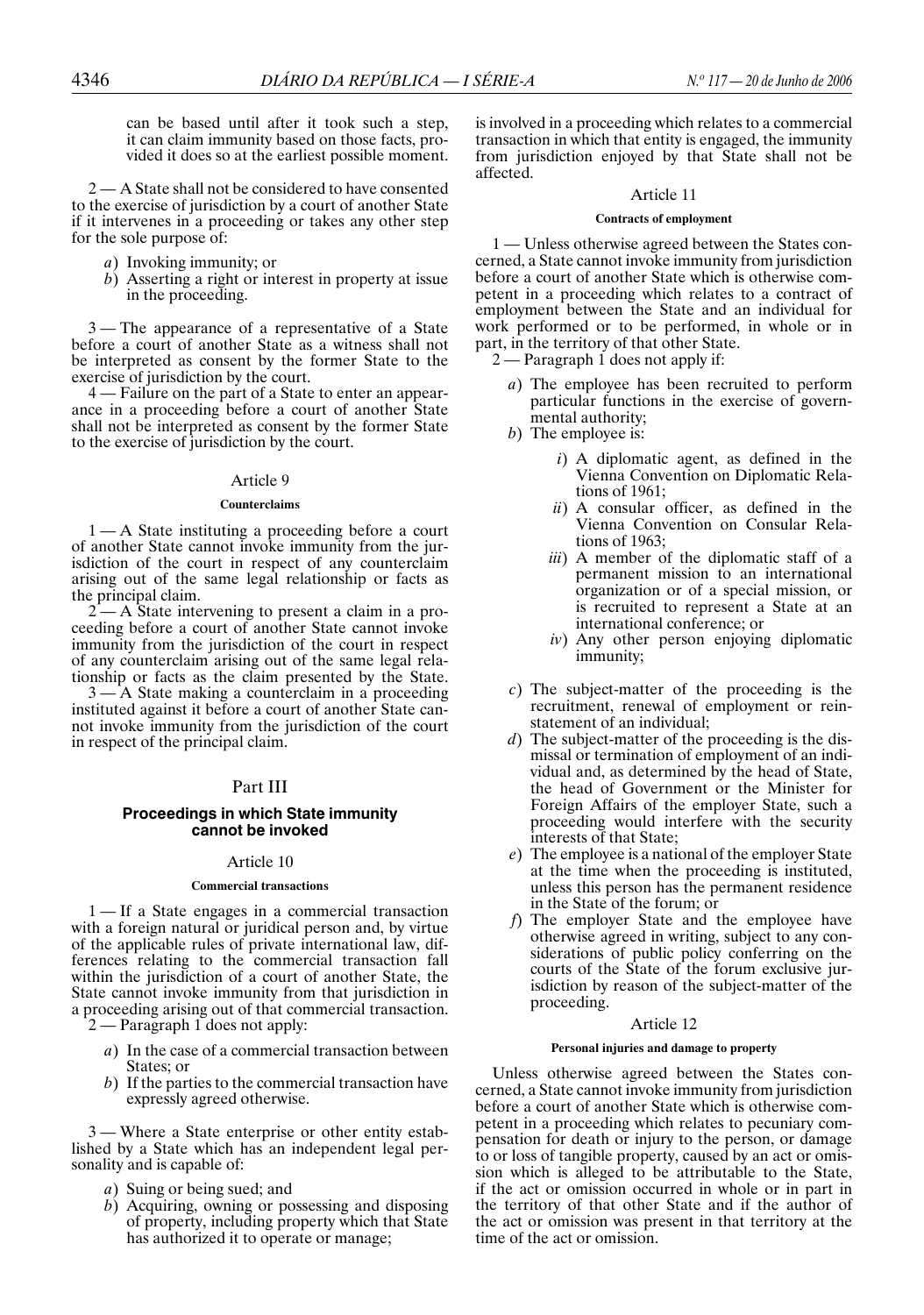can be based until after it took such a step, it can claim immunity based on those facts, provided it does so at the earliest possible moment.

2 — A State shall not be considered to have consented to the exercise of jurisdiction by a court of another State if it intervenes in a proceeding or takes any other step for the sole purpose of:

*a*) Invoking immunity; or
*b*) Asserting a right or interest in property at issue in the proceeding.

3 — The appearance of a representative of a State before a court of another State as a witness shall not be interpreted as consent by the former State to the exercise of jurisdiction by the court.

4 — Failure on the part of a State to enter an appearance in a proceeding before a court of another State shall not be interpreted as consent by the former State to the exercise of jurisdiction by the court.

### Article 9

#### Counterclaims

1 — A State instituting a proceeding before a court of another State cannot invoke immunity from the jurisdiction of the court in respect of any counterclaim arising out of the same legal relationship or facts as the principal claim.

2 — A State intervening to present a claim in a proceeding before a court of another State cannot invoke immunity from the jurisdiction of the court in respect of any counterclaim arising out of the same legal relationship or facts as the claim presented by the State.

3 — A State making a counterclaim in a proceeding instituted against it before a court of another State cannot invoke immunity from the jurisdiction of the court in respect of the principal claim.

## Part III

### Proceedings in which State immunity cannot be invoked

### Article 10

#### Commercial transactions

1 — If a State engages in a commercial transaction with a foreign natural or juridical person and, by virtue of the applicable rules of private international law, differences relating to the commercial transaction fall within the jurisdiction of a court of another State, the State cannot invoke immunity from that jurisdiction in a proceeding arising out of that commercial transaction.

2 — Paragraph 1 does not apply:

*a*) In the case of a commercial transaction between States; or
*b*) If the parties to the commercial transaction have expressly agreed otherwise.

3 — Where a State enterprise or other entity established by a State which has an independent legal personality and is capable of:

*a*) Suing or being sued; and
*b*) Acquiring, owning or possessing and disposing of property, including property which that State has authorized it to operate or manage;

is involved in a proceeding which relates to a commercial transaction in which that entity is engaged, the immunity from jurisdiction enjoyed by that State shall not be affected.

### Article 11

#### Contracts of employment

1 — Unless otherwise agreed between the States concerned, a State cannot invoke immunity from jurisdiction before a court of another State which is otherwise competent in a proceeding which relates to a contract of employment between the State and an individual for work performed or to be performed, in whole or in part, in the territory of that other State.

2 — Paragraph 1 does not apply if:

*a*) The employee has been recruited to perform particular functions in the exercise of governmental authority;
*b*) The employee is:

*i*) A diplomatic agent, as defined in the Vienna Convention on Diplomatic Relations of 1961;
*ii*) A consular officer, as defined in the Vienna Convention on Consular Relations of 1963;
*iii*) A member of the diplomatic staff of a permanent mission to an international organization or of a special mission, or is recruited to represent a State at an international conference; or
*iv*) Any other person enjoying diplomatic immunity;

*c*) The subject-matter of the proceeding is the recruitment, renewal of employment or reinstatement of an individual;
*d*) The subject-matter of the proceeding is the dismissal or termination of employment of an individual and, as determined by the head of State, the head of Government or the Minister for Foreign Affairs of the employer State, such a proceeding would interfere with the security interests of that State;
*e*) The employee is a national of the employer State at the time when the proceeding is instituted, unless this person has the permanent residence in the State of the forum; or
*f*) The employer State and the employee have otherwise agreed in writing, subject to any considerations of public policy conferring on the courts of the State of the forum exclusive jurisdiction by reason of the subject-matter of the proceeding.

### Article 12

#### Personal injuries and damage to property

Unless otherwise agreed between the States concerned, a State cannot invoke immunity from jurisdiction before a court of another State which is otherwise competent in a proceeding which relates to pecuniary compensation for death or injury to the person, or damage to or loss of tangible property, caused by an act or omission which is alleged to be attributable to the State, if the act or omission occurred in whole or in part in the territory of that other State and if the author of the act or omission was present in that territory at the time of the act or omission.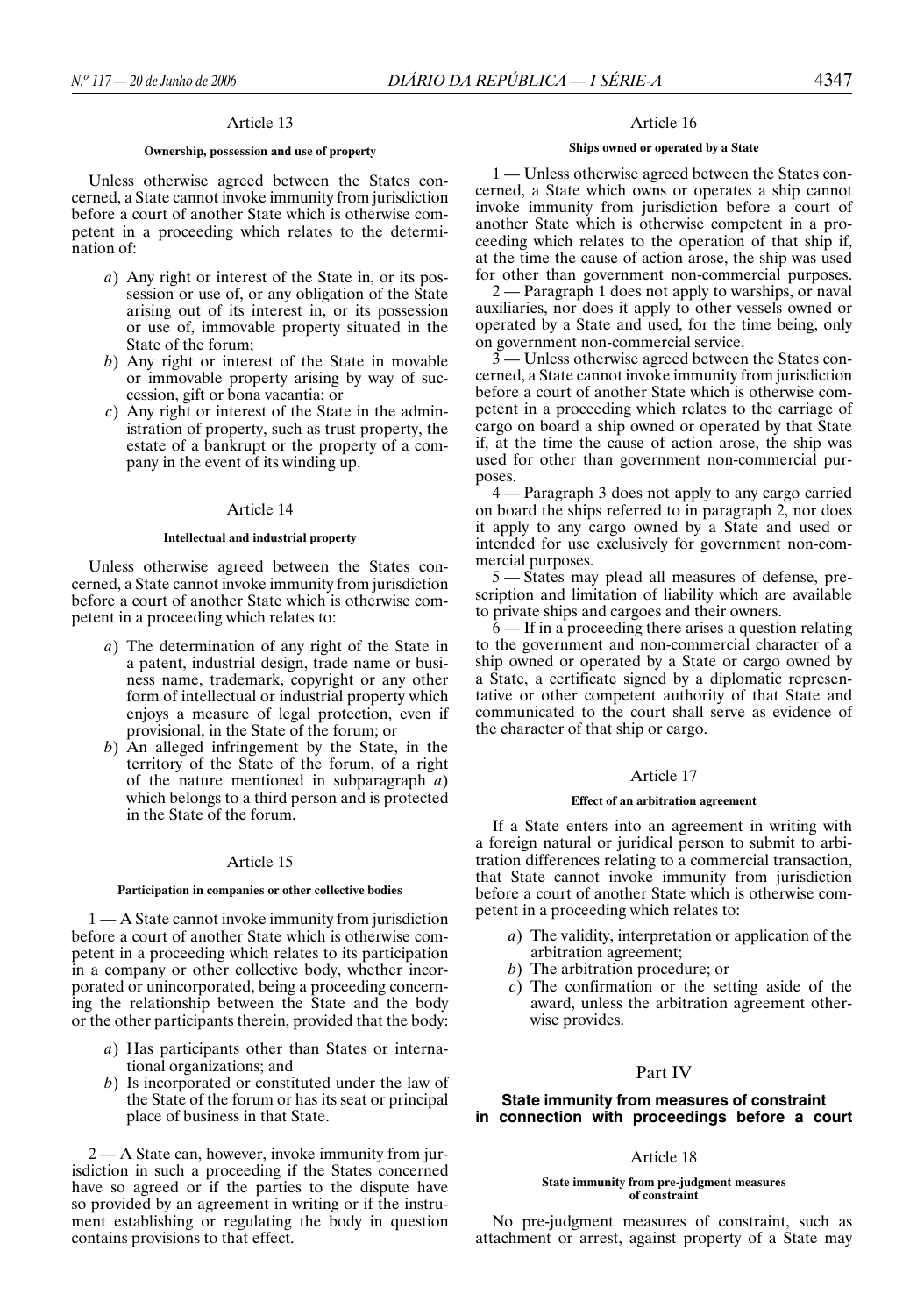### Article 13

#### Ownership, possession and use of property

Unless otherwise agreed between the States concerned, a State cannot invoke immunity from jurisdiction before a court of another State which is otherwise competent in a proceeding which relates to the determination of:

*a*) Any right or interest of the State in, or its possession or use of, or any obligation of the State arising out of its interest in, or its possession or use of, immovable property situated in the State of the forum;
*b*) Any right or interest of the State in movable or immovable property arising by way of succession, gift or bona vacantia; or
*c*) Any right or interest of the State in the administration of property, such as trust property, the estate of a bankrupt or the property of a company in the event of its winding up.

### Article 14

#### Intellectual and industrial property

Unless otherwise agreed between the States concerned, a State cannot invoke immunity from jurisdiction before a court of another State which is otherwise competent in a proceeding which relates to:

*a*) The determination of any right of the State in a patent, industrial design, trade name or business name, trademark, copyright or any other form of intellectual or industrial property which enjoys a measure of legal protection, even if provisional, in the State of the forum; or
*b*) An alleged infringement by the State, in the territory of the State of the forum, of a right of the nature mentioned in subparagraph *a*) which belongs to a third person and is protected in the State of the forum.

### Article 15

#### Participation in companies or other collective bodies

1 — A State cannot invoke immunity from jurisdiction before a court of another State which is otherwise competent in a proceeding which relates to its participation in a company or other collective body, whether incorporated or unincorporated, being a proceeding concerning the relationship between the State and the body or the other participants therein, provided that the body:

*a*) Has participants other than States or international organizations; and
*b*) Is incorporated or constituted under the law of the State of the forum or has its seat or principal place of business in that State.

2 — A State can, however, invoke immunity from jurisdiction in such a proceeding if the States concerned have so agreed or if the parties to the dispute have so provided by an agreement in writing or if the instrument establishing or regulating the body in question contains provisions to that effect.

### Article 16

#### Ships owned or operated by a State

1 — Unless otherwise agreed between the States concerned, a State which owns or operates a ship cannot invoke immunity from jurisdiction before a court of another State which is otherwise competent in a proceeding which relates to the operation of that ship if, at the time the cause of action arose, the ship was used for other than government non-commercial purposes.

2 — Paragraph 1 does not apply to warships, or naval auxiliaries, nor does it apply to other vessels owned or operated by a State and used, for the time being, only on government non-commercial service.

3 — Unless otherwise agreed between the States concerned, a State cannot invoke immunity from jurisdiction before a court of another State which is otherwise competent in a proceeding which relates to the carriage of cargo on board a ship owned or operated by that State if, at the time the cause of action arose, the ship was used for other than government non-commercial purposes.

4 — Paragraph 3 does not apply to any cargo carried on board the ships referred to in paragraph 2, nor does it apply to any cargo owned by a State and used or intended for use exclusively for government non-commercial purposes.

5 — States may plead all measures of defense, prescription and limitation of liability which are available to private ships and cargoes and their owners.

6 — If in a proceeding there arises a question relating to the government and non-commercial character of a ship owned or operated by a State or cargo owned by a State, a certificate signed by a diplomatic representative or other competent authority of that State and communicated to the court shall serve as evidence of the character of that ship or cargo.

### Article 17

#### Effect of an arbitration agreement

If a State enters into an agreement in writing with a foreign natural or juridical person to submit to arbitration differences relating to a commercial transaction, that State cannot invoke immunity from jurisdiction before a court of another State which is otherwise competent in a proceeding which relates to:

*a*) The validity, interpretation or application of the arbitration agreement;
*b*) The arbitration procedure; or
*c*) The confirmation or the setting aside of the award, unless the arbitration agreement otherwise provides.

## Part IV

## State immunity from measures of constraint in connection with proceedings before a court

### Article 18

#### State immunity from pre-judgment measures of constraint

No pre-judgment measures of constraint, such as attachment or arrest, against property of a State may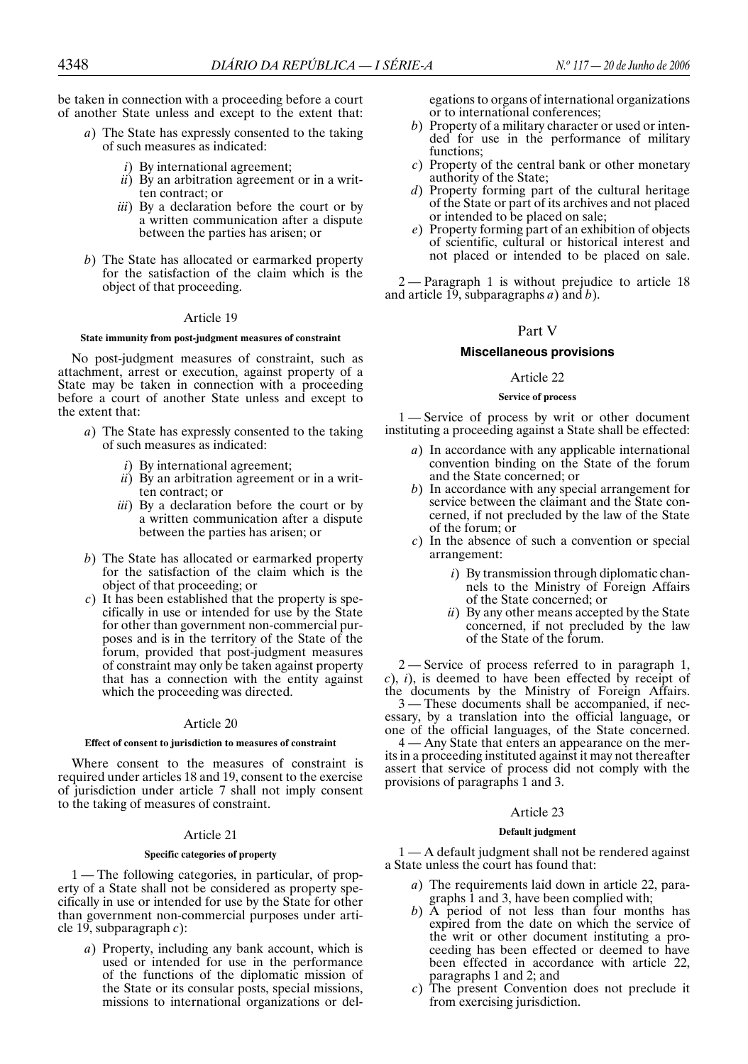be taken in connection with a proceeding before a court of another State unless and except to the extent that:

*a*) The State has expressly consented to the taking of such measures as indicated:

*i*) By international agreement;
*ii*) By an arbitration agreement or in a written contract; or
*iii*) By a declaration before the court or by a written communication after a dispute between the parties has arisen; or

*b*) The State has allocated or earmarked property for the satisfaction of the claim which is the object of that proceeding.

Article 19

**State immunity from post-judgment measures of constraint**

No post-judgment measures of constraint, such as attachment, arrest or execution, against property of a State may be taken in connection with a proceeding before a court of another State unless and except to the extent that:

*a*) The State has expressly consented to the taking of such measures as indicated:

*i*) By international agreement;
*ii*) By an arbitration agreement or in a written contract; or
*iii*) By a declaration before the court or by a written communication after a dispute between the parties has arisen; or

*b*) The State has allocated or earmarked property for the satisfaction of the claim which is the object of that proceeding; or
*c*) It has been established that the property is specifically in use or intended for use by the State for other than government non-commercial purposes and is in the territory of the State of the forum, provided that post-judgment measures of constraint may only be taken against property that has a connection with the entity against which the proceeding was directed.

Article 20

**Effect of consent to jurisdiction to measures of constraint**

Where consent to the measures of constraint is required under articles 18 and 19, consent to the exercise of jurisdiction under article 7 shall not imply consent to the taking of measures of constraint.

Article 21

**Specific categories of property**

1 — The following categories, in particular, of property of a State shall not be considered as property specifically in use or intended for use by the State for other than government non-commercial purposes under article 19, subparagraph *c*):

*a*) Property, including any bank account, which is used or intended for use in the performance of the functions of the diplomatic mission of the State or its consular posts, special missions, missions to international organizations or delegations to organs of international organizations or to international conferences;
*b*) Property of a military character or used or intended for use in the performance of military functions;
*c*) Property of the central bank or other monetary authority of the State;
*d*) Property forming part of the cultural heritage of the State or part of its archives and not placed or intended to be placed on sale;
*e*) Property forming part of an exhibition of objects of scientific, cultural or historical interest and not placed or intended to be placed on sale.

2 — Paragraph 1 is without prejudice to article 18 and article 19, subparagraphs *a*) and *b*).

## Part V

### Miscellaneous provisions

Article 22

**Service of process**

1 — Service of process by writ or other document instituting a proceeding against a State shall be effected:

*a*) In accordance with any applicable international convention binding on the State of the forum and the State concerned; or
*b*) In accordance with any special arrangement for service between the claimant and the State concerned, if not precluded by the law of the State of the forum; or
*c*) In the absence of such a convention or special arrangement:

*i*) By transmission through diplomatic channels to the Ministry of Foreign Affairs of the State concerned; or
*ii*) By any other means accepted by the State concerned, if not precluded by the law of the State of the forum.

2 — Service of process referred to in paragraph 1, *c*), *i*), is deemed to have been effected by receipt of the documents by the Ministry of Foreign Affairs.

3 — These documents shall be accompanied, if necessary, by a translation into the official language, or one of the official languages, of the State concerned.

4 — Any State that enters an appearance on the merits in a proceeding instituted against it may not thereafter assert that service of process did not comply with the provisions of paragraphs 1 and 3.

Article 23

**Default judgment**

1 — A default judgment shall not be rendered against a State unless the court has found that:

*a*) The requirements laid down in article 22, paragraphs 1 and 3, have been complied with;
*b*) A period of not less than four months has expired from the date on which the service of the writ or other document instituting a proceeding has been effected or deemed to have been effected in accordance with article 22, paragraphs 1 and 2; and
*c*) The present Convention does not preclude it from exercising jurisdiction.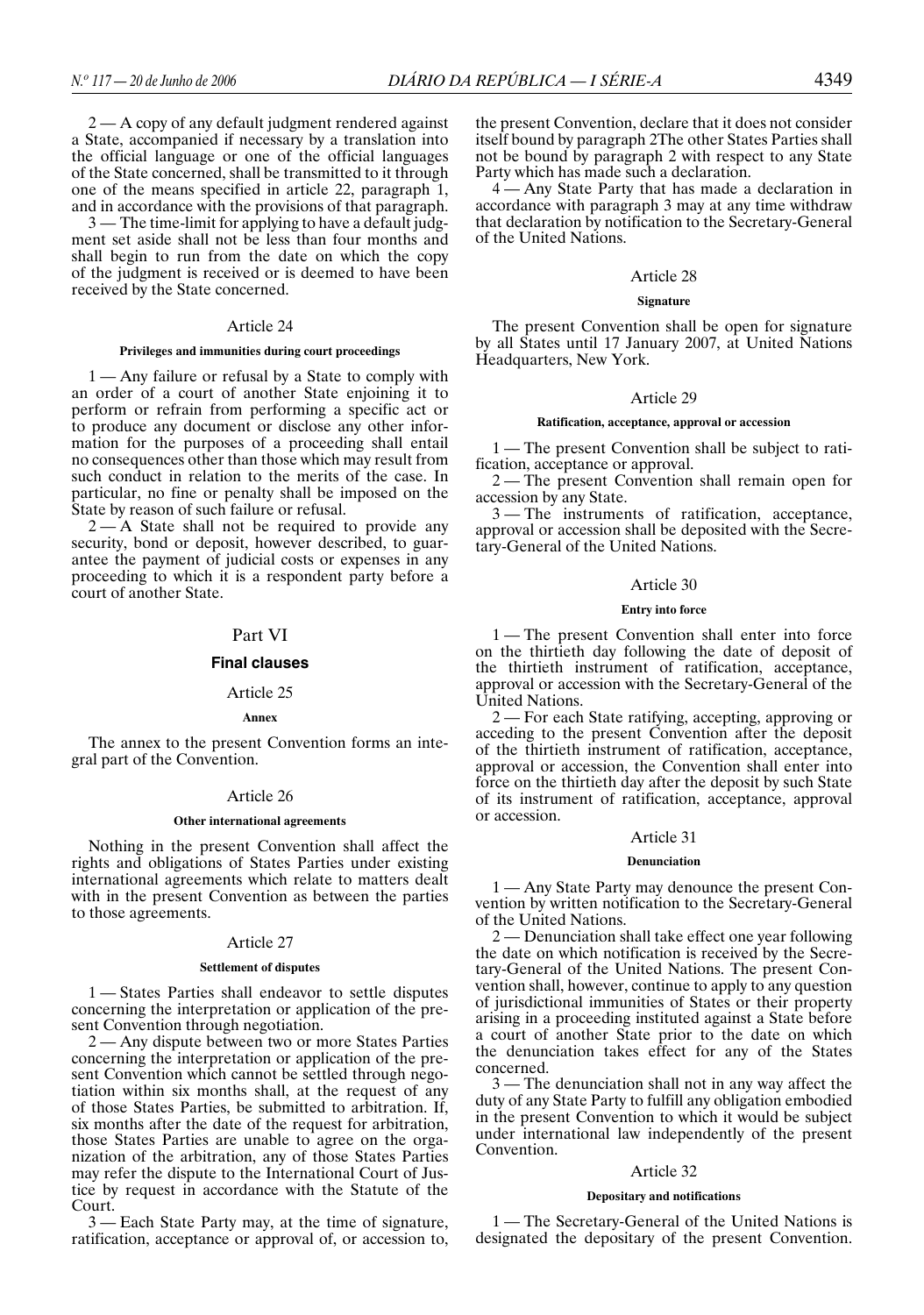2 — A copy of any default judgment rendered against a State, accompanied if necessary by a translation into the official language or one of the official languages of the State concerned, shall be transmitted to it through one of the means specified in article 22, paragraph 1, and in accordance with the provisions of that paragraph.

3 — The time-limit for applying to have a default judgment set aside shall not be less than four months and shall begin to run from the date on which the copy of the judgment is received or is deemed to have been received by the State concerned.

Article 24

**Privileges and immunities during court proceedings**

1 — Any failure or refusal by a State to comply with an order of a court of another State enjoining it to perform or refrain from performing a specific act or to produce any document or disclose any other information for the purposes of a proceeding shall entail no consequences other than those which may result from such conduct in relation to the merits of the case. In particular, no fine or penalty shall be imposed on the State by reason of such failure or refusal.

2 — A State shall not be required to provide any security, bond or deposit, however described, to guarantee the payment of judicial costs or expenses in any proceeding to which it is a respondent party before a court of another State.

## Part VI

### Final clauses

Article 25

**Annex**

The annex to the present Convention forms an integral part of the Convention.

Article 26

**Other international agreements**

Nothing in the present Convention shall affect the rights and obligations of States Parties under existing international agreements which relate to matters dealt with in the present Convention as between the parties to those agreements.

Article 27

**Settlement of disputes**

1 — States Parties shall endeavor to settle disputes concerning the interpretation or application of the present Convention through negotiation.

2 — Any dispute between two or more States Parties concerning the interpretation or application of the present Convention which cannot be settled through negotiation within six months shall, at the request of any of those States Parties, be submitted to arbitration. If, six months after the date of the request for arbitration, those States Parties are unable to agree on the organization of the arbitration, any of those States Parties may refer the dispute to the International Court of Justice by request in accordance with the Statute of the Court.

3 — Each State Party may, at the time of signature, ratification, acceptance or approval of, or accession to, the present Convention, declare that it does not consider itself bound by paragraph 2The other States Parties shall not be bound by paragraph 2 with respect to any State Party which has made such a declaration.

4 — Any State Party that has made a declaration in accordance with paragraph 3 may at any time withdraw that declaration by notification to the Secretary-General of the United Nations.

Article 28

**Signature**

The present Convention shall be open for signature by all States until 17 January 2007, at United Nations Headquarters, New York.

Article 29

**Ratification, acceptance, approval or accession**

1 — The present Convention shall be subject to ratification, acceptance or approval.

2 — The present Convention shall remain open for accession by any State.

3 — The instruments of ratification, acceptance, approval or accession shall be deposited with the Secretary-General of the United Nations.

Article 30

**Entry into force**

1 — The present Convention shall enter into force on the thirtieth day following the date of deposit of the thirtieth instrument of ratification, acceptance, approval or accession with the Secretary-General of the United Nations.

2 — For each State ratifying, accepting, approving or acceding to the present Convention after the deposit of the thirtieth instrument of ratification, acceptance, approval or accession, the Convention shall enter into force on the thirtieth day after the deposit by such State of its instrument of ratification, acceptance, approval or accession.

Article 31

**Denunciation**

1 — Any State Party may denounce the present Convention by written notification to the Secretary-General of the United Nations.

2 — Denunciation shall take effect one year following the date on which notification is received by the Secretary-General of the United Nations. The present Convention shall, however, continue to apply to any question of jurisdictional immunities of States or their property arising in a proceeding instituted against a State before a court of another State prior to the date on which the denunciation takes effect for any of the States concerned.

3 — The denunciation shall not in any way affect the duty of any State Party to fulfill any obligation embodied in the present Convention to which it would be subject under international law independently of the present Convention.

Article 32

**Depositary and notifications**

1 — The Secretary-General of the United Nations is designated the depositary of the present Convention.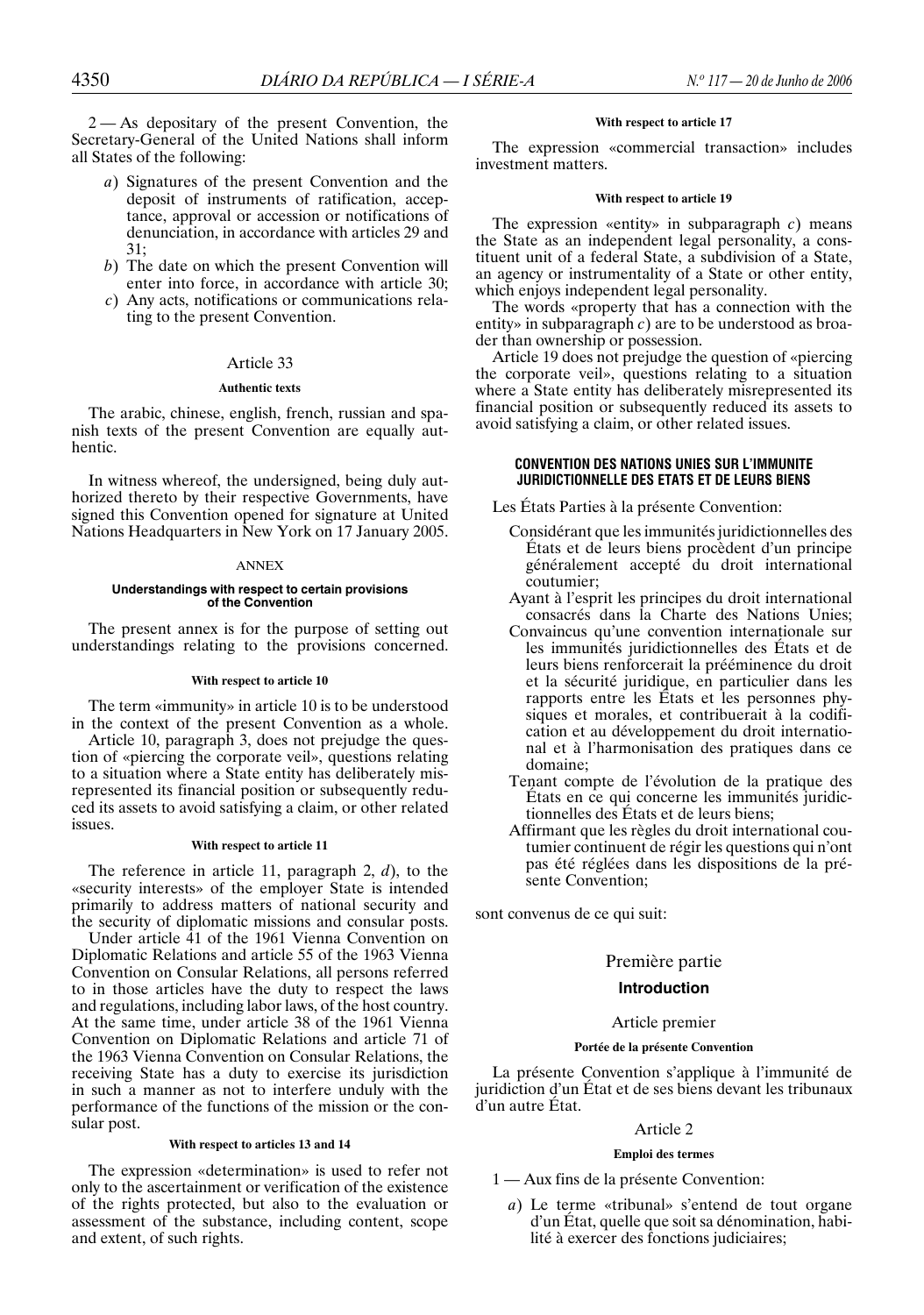2 — As depositary of the present Convention, the Secretary-General of the United Nations shall inform all States of the following:

*a*) Signatures of the present Convention and the deposit of instruments of ratification, acceptance, approval or accession or notifications of denunciation, in accordance with articles 29 and 31;

*b*) The date on which the present Convention will enter into force, in accordance with article 30;

*c*) Any acts, notifications or communications relating to the present Convention.

Article 33

**Authentic texts**

The arabic, chinese, english, french, russian and spanish texts of the present Convention are equally authentic.

In witness whereof, the undersigned, being duly authorized thereto by their respective Governments, have signed this Convention opened for signature at United Nations Headquarters in New York on 17 January 2005.

ANNEX

**Understandings with respect to certain provisions of the Convention**

The present annex is for the purpose of setting out understandings relating to the provisions concerned.

**With respect to article 10**

The term «immunity» in article 10 is to be understood in the context of the present Convention as a whole.

Article 10, paragraph 3, does not prejudge the question of «piercing the corporate veil», questions relating to a situation where a State entity has deliberately misrepresented its financial position or subsequently reduced its assets to avoid satisfying a claim, or other related issues.

**With respect to article 11**

The reference in article 11, paragraph 2, *d*), to the «security interests» of the employer State is intended primarily to address matters of national security and the security of diplomatic missions and consular posts.

Under article 41 of the 1961 Vienna Convention on Diplomatic Relations and article 55 of the 1963 Vienna Convention on Consular Relations, all persons referred to in those articles have the duty to respect the laws and regulations, including labor laws, of the host country. At the same time, under article 38 of the 1961 Vienna Convention on Diplomatic Relations and article 71 of the 1963 Vienna Convention on Consular Relations, the receiving State has a duty to exercise its jurisdiction in such a manner as not to interfere unduly with the performance of the functions of the mission or the consular post.

**With respect to articles 13 and 14**

The expression «determination» is used to refer not only to the ascertainment or verification of the existence of the rights protected, but also to the evaluation or assessment of the substance, including content, scope and extent, of such rights.

**With respect to article 17**

The expression «commercial transaction» includes investment matters.

**With respect to article 19**

The expression «entity» in subparagraph *c*) means the State as an independent legal personality, a constituent unit of a federal State, a subdivision of a State, an agency or instrumentality of a State or other entity, which enjoys independent legal personality.

The words «property that has a connection with the entity» in subparagraph *c*) are to be understood as broader than ownership or possession.

Article 19 does not prejudge the question of «piercing the corporate veil», questions relating to a situation where a State entity has deliberately misrepresented its financial position or subsequently reduced its assets to avoid satisfying a claim, or other related issues.

**CONVENTION DES NATIONS UNIES SUR L'IMMUNITE JURIDICTIONNELLE DES ETATS ET DE LEURS BIENS**

Les États Parties à la présente Convention:

Considérant que les immunités juridictionnelles des États et de leurs biens procèdent d'un principe généralement accepté du droit international coutumier;

Ayant à l'esprit les principes du droit international consacrés dans la Charte des Nations Unies;

Convaincus qu'une convention internationale sur les immunités juridictionnelles des États et de leurs biens renforcerait la prééminence du droit et la sécurité juridique, en particulier dans les rapports entre les États et les personnes physiques et morales, et contribuerait à la codification et au développement du droit international et à l'harmonisation des pratiques dans ce domaine;

Tenant compte de l'évolution de la pratique des États en ce qui concerne les immunités juridictionnelles des États et de leurs biens;

Affirmant que les règles du droit international coutumier continuent de régir les questions qui n'ont pas été réglées dans les dispositions de la présente Convention;

sont convenus de ce qui suit:

Première partie

**Introduction**

Article premier

**Portée de la présente Convention**

La présente Convention s'applique à l'immunité de juridiction d'un État et de ses biens devant les tribunaux d'un autre État.

Article 2

**Emploi des termes**

1 — Aux fins de la présente Convention:

*a*) Le terme «tribunal» s'entend de tout organe d'un État, quelle que soit sa dénomination, habilité à exercer des fonctions judiciaires;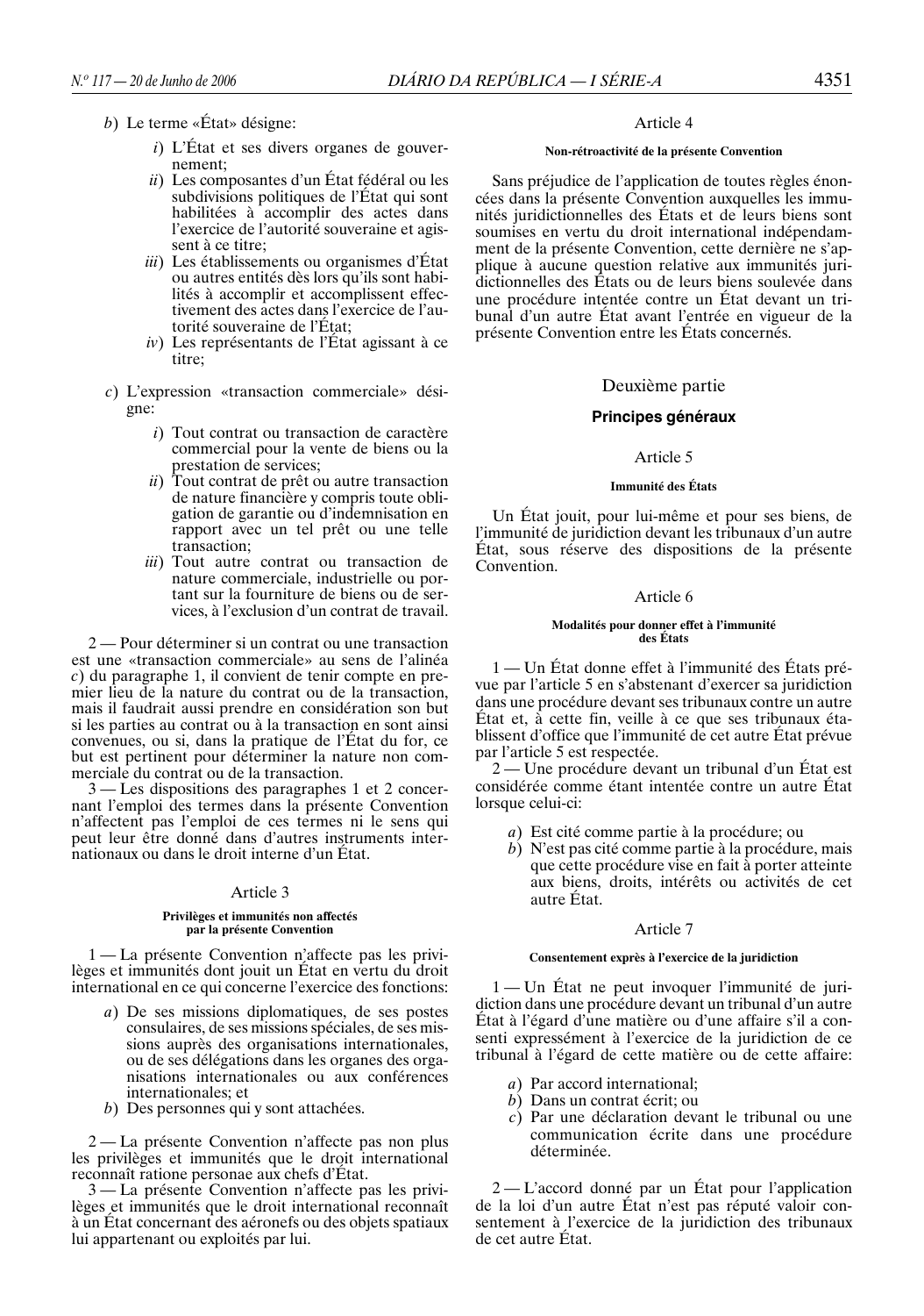*b*) Le terme «État» désigne:

*i*) L'État et ses divers organes de gouvernement;

*ii*) Les composantes d'un État fédéral ou les subdivisions politiques de l'État qui sont habilitées à accomplir des actes dans l'exercice de l'autorité souveraine et agissent à ce titre;

*iii*) Les établissements ou organismes d'État ou autres entités dès lors qu'ils sont habilités à accomplir et accomplissent effectivement des actes dans l'exercice de l'autorité souveraine de l'État;

*iv*) Les représentants de l'État agissant à ce titre;

*c*) L'expression «transaction commerciale» désigne:

*i*) Tout contrat ou transaction de caractère commercial pour la vente de biens ou la prestation de services;

*ii*) Tout contrat de prêt ou autre transaction de nature financière y compris toute obligation de garantie ou d'indemnisation en rapport avec un tel prêt ou une telle transaction;

*iii*) Tout autre contrat ou transaction de nature commerciale, industrielle ou portant sur la fourniture de biens ou de services, à l'exclusion d'un contrat de travail.

2 — Pour déterminer si un contrat ou une transaction est une «transaction commerciale» au sens de l'alinéa *c*) du paragraphe 1, il convient de tenir compte en premier lieu de la nature du contrat ou de la transaction, mais il faudrait aussi prendre en considération son but si les parties au contrat ou à la transaction en sont ainsi convenues, ou si, dans la pratique de l'État du for, ce but est pertinent pour déterminer la nature non commerciale du contrat ou de la transaction.

3 — Les dispositions des paragraphes 1 et 2 concernant l'emploi des termes dans la présente Convention n'affectent pas l'emploi de ces termes ni le sens qui peut leur être donné dans d'autres instruments internationaux ou dans le droit interne d'un État.

### Article 3

**Privilèges et immunités non affectés par la présente Convention**

1 — La présente Convention n'affecte pas les privilèges et immunités dont jouit un État en vertu du droit international en ce qui concerne l'exercice des fonctions:

*a*) De ses missions diplomatiques, de ses postes consulaires, de ses missions spéciales, de ses missions auprès des organisations internationales, ou de ses délégations dans les organes des organisations internationales ou aux conférences internationales; et

*b*) Des personnes qui y sont attachées.

2 — La présente Convention n'affecte pas non plus les privilèges et immunités que le droit international reconnaît ratione personae aux chefs d'État.

3 — La présente Convention n'affecte pas les privilèges et immunités que le droit international reconnaît à un État concernant des aéronefs ou des objets spatiaux lui appartenant ou exploités par lui.

### Article 4

**Non-rétroactivité de la présente Convention**

Sans préjudice de l'application de toutes règles énoncées dans la présente Convention auxquelles les immunités juridictionnelles des États et de leurs biens sont soumises en vertu du droit international indépendamment de la présente Convention, cette dernière ne s'applique à aucune question relative aux immunités juridictionnelles des États ou de leurs biens soulevée dans une procédure intentée contre un État devant un tribunal d'un autre État avant l'entrée en vigueur de la présente Convention entre les États concernés.

## Deuxième partie

## Principes généraux

### Article 5

**Immunité des États**

Un État jouit, pour lui-même et pour ses biens, de l'immunité de juridiction devant les tribunaux d'un autre État, sous réserve des dispositions de la présente Convention.

### Article 6

**Modalités pour donner effet à l'immunité des États**

1 — Un État donne effet à l'immunité des États prévue par l'article 5 en s'abstenant d'exercer sa juridiction dans une procédure devant ses tribunaux contre un autre État et, à cette fin, veille à ce que ses tribunaux établissent d'office que l'immunité de cet autre État prévue par l'article 5 est respectée.

2 — Une procédure devant un tribunal d'un État est considérée comme étant intentée contre un autre État lorsque celui-ci:

*a*) Est cité comme partie à la procédure; ou

*b*) N'est pas cité comme partie à la procédure, mais que cette procédure vise en fait à porter atteinte aux biens, droits, intérêts ou activités de cet autre État.

### Article 7

**Consentement exprès à l'exercice de la juridiction**

1 — Un État ne peut invoquer l'immunité de juridiction dans une procédure devant un tribunal d'un autre État à l'égard d'une matière ou d'une affaire s'il a consenti expressément à l'exercice de la juridiction de ce tribunal à l'égard de cette matière ou de cette affaire:

*a*) Par accord international;

*b*) Dans un contrat écrit; ou

*c*) Par une déclaration devant le tribunal ou une communication écrite dans une procédure déterminée.

2 — L'accord donné par un État pour l'application de la loi d'un autre État n'est pas réputé valoir consentement à l'exercice de la juridiction des tribunaux de cet autre État.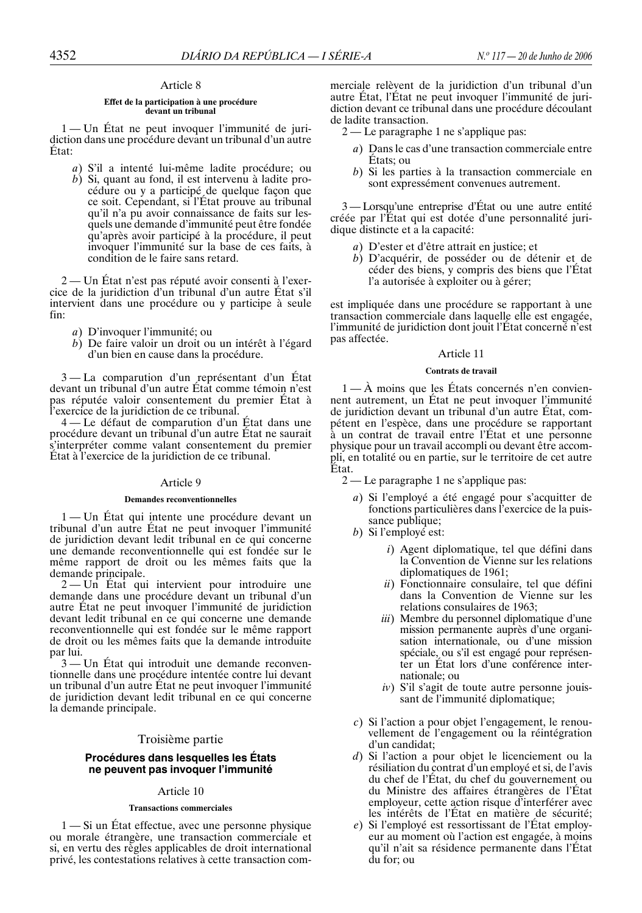### Article 8

#### Effet de la participation à une procédure devant un tribunal

1 — Un État ne peut invoquer l'immunité de juridiction dans une procédure devant un tribunal d'un autre État:

*a*) S'il a intenté lui-même ladite procédure; ou
*b*) Si, quant au fond, il est intervenu à ladite procédure ou y a participé de quelque façon que ce soit. Cependant, si l'État prouve au tribunal qu'il n'a pu avoir connaissance de faits sur lesquels une demande d'immunité peut être fondée qu'après avoir participé à la procédure, il peut invoquer l'immunité sur la base de ces faits, à condition de le faire sans retard.

2 — Un État n'est pas réputé avoir consenti à l'exercice de la juridiction d'un tribunal d'un autre État s'il intervient dans une procédure ou y participe à seule fin:

*a*) D'invoquer l'immunité; ou
*b*) De faire valoir un droit ou un intérêt à l'égard d'un bien en cause dans la procédure.

3 — La comparution d'un représentant d'un État devant un tribunal d'un autre État comme témoin n'est pas réputée valoir consentement du premier État à l'exercice de la juridiction de ce tribunal.

4 — Le défaut de comparution d'un État dans une procédure devant un tribunal d'un autre État ne saurait s'interpréter comme valant consentement du premier État à l'exercice de la juridiction de ce tribunal.

### Article 9

#### Demandes reconventionnelles

1 — Un État qui intente une procédure devant un tribunal d'un autre État ne peut invoquer l'immunité de juridiction devant ledit tribunal en ce qui concerne une demande reconventionnelle qui est fondée sur le même rapport de droit ou les mêmes faits que la demande principale.

2 — Un État qui intervient pour introduire une demande dans une procédure devant un tribunal d'un autre État ne peut invoquer l'immunité de juridiction devant ledit tribunal en ce qui concerne une demande reconventionnelle qui est fondée sur le même rapport de droit ou les mêmes faits que la demande introduite par lui.

3 — Un État qui introduit une demande reconventionnelle dans une procédure intentée contre lui devant un tribunal d'un autre État ne peut invoquer l'immunité de juridiction devant ledit tribunal en ce qui concerne la demande principale.

## Troisième partie

## Procédures dans lesquelles les États ne peuvent pas invoquer l'immunité

### Article 10

#### Transactions commerciales

1 — Si un État effectue, avec une personne physique ou morale étrangère, une transaction commerciale et si, en vertu des règles applicables de droit international privé, les contestations relatives à cette transaction commerciale relèvent de la juridiction d'un tribunal d'un autre État, l'État ne peut invoquer l'immunité de juridiction devant ce tribunal dans une procédure découlant de ladite transaction.

2 — Le paragraphe 1 ne s'applique pas:

*a*) Dans le cas d'une transaction commerciale entre États; ou
*b*) Si les parties à la transaction commerciale en sont expressément convenues autrement.

3 — Lorsqu'une entreprise d'État ou une autre entité créée par l'État qui est dotée d'une personnalité juridique distincte et a la capacité:

*a*) D'ester et d'être attrait en justice; et
*b*) D'acquérir, de posséder ou de détenir et de céder des biens, y compris des biens que l'État l'a autorisée à exploiter ou à gérer;

est impliquée dans une procédure se rapportant à une transaction commerciale dans laquelle elle est engagée, l'immunité de juridiction dont jouit l'État concerné n'est pas affectée.

### Article 11

#### Contrats de travail

1 — À moins que les États concernés n'en conviennent autrement, un État ne peut invoquer l'immunité de juridiction devant un tribunal d'un autre État, compétent en l'espèce, dans une procédure se rapportant à un contrat de travail entre l'État et une personne physique pour un travail accompli ou devant être accompli, en totalité ou en partie, sur le territoire de cet autre État.

2 — Le paragraphe 1 ne s'applique pas:

*a*) Si l'employé a été engagé pour s'acquitter de fonctions particulières dans l'exercice de la puissance publique;
*b*) Si l'employé est:

*i*) Agent diplomatique, tel que défini dans la Convention de Vienne sur les relations diplomatiques de 1961;
*ii*) Fonctionnaire consulaire, tel que défini dans la Convention de Vienne sur les relations consulaires de 1963;
*iii*) Membre du personnel diplomatique d'une mission permanente auprès d'une organisation internationale, ou d'une mission spéciale, ou s'il est engagé pour représenter un État lors d'une conférence internationale; ou
*iv*) S'il s'agit de toute autre personne jouissant de l'immunité diplomatique;

*c*) Si l'action a pour objet l'engagement, le renouvellement de l'engagement ou la réintégration d'un candidat;
*d*) Si l'action a pour objet le licenciement ou la résiliation du contrat d'un employé et si, de l'avis du chef de l'État, du chef du gouvernement ou du Ministre des affaires étrangères de l'État employeur, cette action risque d'interférer avec les intérêts de l'État en matière de sécurité;
*e*) Si l'employé est ressortissant de l'État employeur au moment où l'action est engagée, à moins qu'il n'ait sa résidence permanente dans l'État du for; ou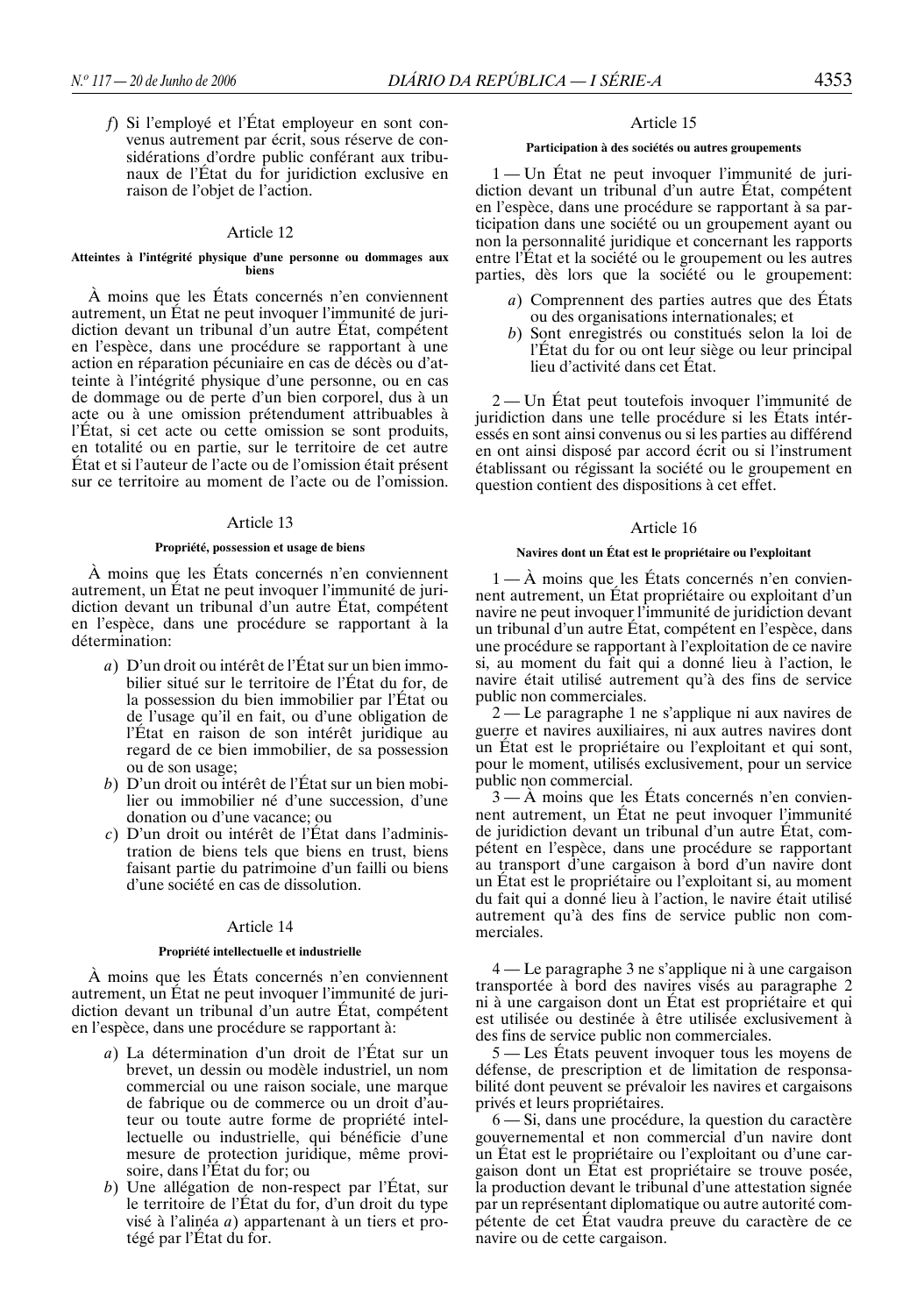*f*) Si l'employé et l'État employeur en sont convenus autrement par écrit, sous réserve de considérations d'ordre public conférant aux tribunaux de l'État du for juridiction exclusive en raison de l'objet de l'action.

## Article 12

### Atteintes à l'intégrité physique d'une personne ou dommages aux biens

À moins que les États concernés n'en conviennent autrement, un État ne peut invoquer l'immunité de juridiction devant un tribunal d'un autre État, compétent en l'espèce, dans une procédure se rapportant à une action en réparation pécuniaire en cas de décès ou d'atteinte à l'intégrité physique d'une personne, ou en cas de dommage ou de perte d'un bien corporel, dus à un acte ou à une omission prétendument attribuables à l'État, si cet acte ou cette omission se sont produits, en totalité ou en partie, sur le territoire de cet autre État et si l'auteur de l'acte ou de l'omission était présent sur ce territoire au moment de l'acte ou de l'omission.

## Article 13

### Propriété, possession et usage de biens

À moins que les États concernés n'en conviennent autrement, un État ne peut invoquer l'immunité de juridiction devant un tribunal d'un autre État, compétent en l'espèce, dans une procédure se rapportant à la détermination:

*a*) D'un droit ou intérêt de l'État sur un bien immobilier situé sur le territoire de l'État du for, de la possession du bien immobilier par l'État ou de l'usage qu'il en fait, ou d'une obligation de l'État en raison de son intérêt juridique au regard de ce bien immobilier, de sa possession ou de son usage;

*b*) D'un droit ou intérêt de l'État sur un bien mobilier ou immobilier né d'une succession, d'une donation ou d'une vacance; ou

*c*) D'un droit ou intérêt de l'État dans l'administration de biens tels que biens en trust, biens faisant partie du patrimoine d'un failli ou biens d'une société en cas de dissolution.

## Article 14

### Propriété intellectuelle et industrielle

À moins que les États concernés n'en conviennent autrement, un État ne peut invoquer l'immunité de juridiction devant un tribunal d'un autre État, compétent en l'espèce, dans une procédure se rapportant à:

*a*) La détermination d'un droit de l'État sur un brevet, un dessin ou modèle industriel, un nom commercial ou une raison sociale, une marque de fabrique ou de commerce ou un droit d'auteur ou toute autre forme de propriété intellectuelle ou industrielle, qui bénéficie d'une mesure de protection juridique, même provisoire, dans l'État du for; ou

*b*) Une allégation de non-respect par l'État, sur le territoire de l'État du for, d'un droit du type visé à l'alinéa *a*) appartenant à un tiers et protégé par l'État du for.

## Article 15

### Participation à des sociétés ou autres groupements

1 — Un État ne peut invoquer l'immunité de juridiction devant un tribunal d'un autre État, compétent en l'espèce, dans une procédure se rapportant à sa participation dans une société ou un groupement ayant ou non la personnalité juridique et concernant les rapports entre l'État et la société ou le groupement ou les autres parties, dès lors que la société ou le groupement:

*a*) Comprennent des parties autres que des États ou des organisations internationales; et

*b*) Sont enregistrés ou constitués selon la loi de l'État du for ou ont leur siège ou leur principal lieu d'activité dans cet État.

2 — Un État peut toutefois invoquer l'immunité de juridiction dans une telle procédure si les États intéressés en sont ainsi convenus ou si les parties au différend en ont ainsi disposé par accord écrit ou si l'instrument établissant ou régissant la société ou le groupement en question contient des dispositions à cet effet.

## Article 16

### Navires dont un État est le propriétaire ou l'exploitant

1 — À moins que les États concernés n'en conviennent autrement, un État propriétaire ou exploitant d'un navire ne peut invoquer l'immunité de juridiction devant un tribunal d'un autre État, compétent en l'espèce, dans une procédure se rapportant à l'exploitation de ce navire si, au moment du fait qui a donné lieu à l'action, le navire était utilisé autrement qu'à des fins de service public non commerciales.

2 — Le paragraphe 1 ne s'applique ni aux navires de guerre et navires auxiliaires, ni aux autres navires dont un État est le propriétaire ou l'exploitant et qui sont, pour le moment, utilisés exclusivement, pour un service public non commercial.

3 — À moins que les États concernés n'en conviennent autrement, un État ne peut invoquer l'immunité de juridiction devant un tribunal d'un autre État, compétent en l'espèce, dans une procédure se rapportant au transport d'une cargaison à bord d'un navire dont un État est le propriétaire ou l'exploitant si, au moment du fait qui a donné lieu à l'action, le navire était utilisé autrement qu'à des fins de service public non commerciales.

4 — Le paragraphe 3 ne s'applique ni à une cargaison transportée à bord des navires visés au paragraphe 2 ni à une cargaison dont un État est propriétaire et qui est utilisée ou destinée à être utilisée exclusivement à des fins de service public non commerciales.

5 — Les États peuvent invoquer tous les moyens de défense, de prescription et de limitation de responsabilité dont peuvent se prévaloir les navires et cargaisons privés et leurs propriétaires.

6 — Si, dans une procédure, la question du caractère gouvernemental et non commercial d'un navire dont un État est le propriétaire ou l'exploitant ou d'une cargaison dont un État est propriétaire se trouve posée, la production devant le tribunal d'une attestation signée par un représentant diplomatique ou autre autorité compétente de cet État vaudra preuve du caractère de ce navire ou de cette cargaison.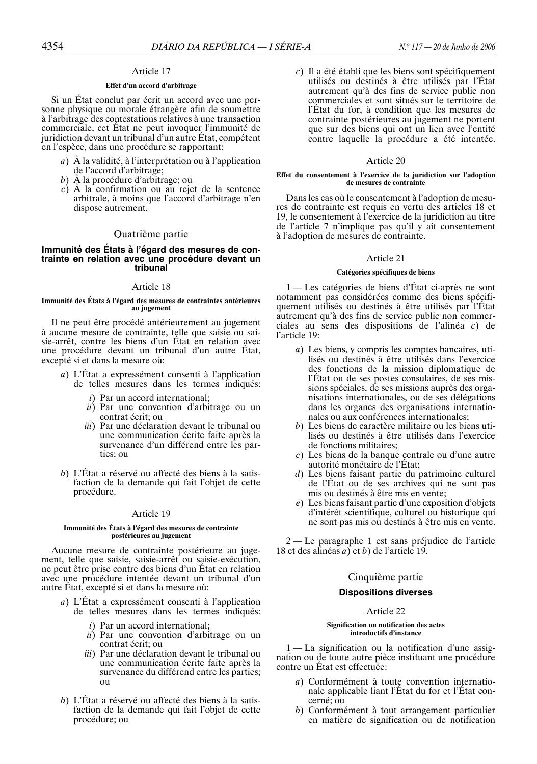### Article 17

#### Effet d'un accord d'arbitrage

Si un État conclut par écrit un accord avec une personne physique ou morale étrangère afin de soumettre à l'arbitrage des contestations relatives à une transaction commerciale, cet État ne peut invoquer l'immunité de juridiction devant un tribunal d'un autre État, compétent en l'espèce, dans une procédure se rapportant:

*a*) À la validité, à l'interprétation ou à l'application de l'accord d'arbitrage;
*b*) À la procédure d'arbitrage; ou
*c*) À la confirmation ou au rejet de la sentence arbitrale, à moins que l'accord d'arbitrage n'en dispose autrement.

## Quatrième partie

### Immunité des États à l'égard des mesures de contrainte en relation avec une procédure devant un tribunal

### Article 18

#### Immunité des États à l'égard des mesures de contraintes antérieures au jugement

Il ne peut être procédé antérieurement au jugement à aucune mesure de contrainte, telle que saisie ou saisie-arrêt, contre les biens d'un État en relation avec une procédure devant un tribunal d'un autre État, excepté si et dans la mesure où:

*a*) L'État a expressément consenti à l'application de telles mesures dans les termes indiqués:

*i*) Par un accord international;
*ii*) Par une convention d'arbitrage ou un contrat écrit; ou
*iii*) Par une déclaration devant le tribunal ou une communication écrite faite après la survenance d'un différend entre les parties; ou

*b*) L'État a réservé ou affecté des biens à la satisfaction de la demande qui fait l'objet de cette procédure.

### Article 19

#### Immunité des États à l'égard des mesures de contrainte postérieures au jugement

Aucune mesure de contrainte postérieure au jugement, telle que saisie, saisie-arrêt ou saisie-exécution, ne peut être prise contre des biens d'un État en relation avec une procédure intentée devant un tribunal d'un autre État, excepté si et dans la mesure où:

*a*) L'État a expressément consenti à l'application de telles mesures dans les termes indiqués:

*i*) Par un accord international;
*ii*) Par une convention d'arbitrage ou un contrat écrit; ou
*iii*) Par une déclaration devant le tribunal ou une communication écrite faite après la survenance du différend entre les parties; ou

*b*) L'État a réservé ou affecté des biens à la satisfaction de la demande qui fait l'objet de cette procédure; ou

*c*) Il a été établi que les biens sont spécifiquement utilisés ou destinés à être utilisés par l'État autrement qu'à des fins de service public non commerciales et sont situés sur le territoire de l'État du for, à condition que les mesures de contrainte postérieures au jugement ne portent que sur des biens qui ont un lien avec l'entité contre laquelle la procédure a été intentée.

### Article 20

#### Effet du consentement à l'exercice de la juridiction sur l'adoption de mesures de contrainte

Dans les cas où le consentement à l'adoption de mesures de contrainte est requis en vertu des articles 18 et 19, le consentement à l'exercice de la juridiction au titre de l'article 7 n'implique pas qu'il y ait consentement à l'adoption de mesures de contrainte.

### Article 21

#### Catégories spécifiques de biens

1 — Les catégories de biens d'État ci-après ne sont notamment pas considérées comme des biens spécifiquement utilisés ou destinés à être utilisés par l'État autrement qu'à des fins de service public non commerciales au sens des dispositions de l'alinéa *c*) de l'article 19:

*a*) Les biens, y compris les comptes bancaires, utilisés ou destinés à être utilisés dans l'exercice des fonctions de la mission diplomatique de l'État ou de ses postes consulaires, de ses missions spéciales, de ses missions auprès des organisations internationales, ou de ses délégations dans les organes des organisations internationales ou aux conférences internationales;
*b*) Les biens de caractère militaire ou les biens utilisés ou destinés à être utilisés dans l'exercice de fonctions militaires;
*c*) Les biens de la banque centrale ou d'une autre autorité monétaire de l'État;
*d*) Les biens faisant partie du patrimoine culturel de l'État ou de ses archives qui ne sont pas mis ou destinés à être mis en vente;
*e*) Les biens faisant partie d'une exposition d'objets d'intérêt scientifique, culturel ou historique qui ne sont pas mis ou destinés à être mis en vente.

2 — Le paragraphe 1 est sans préjudice de l'article 18 et des alinéas *a*) et *b*) de l'article 19.

## Cinquième partie

### Dispositions diverses

### Article 22

#### Signification ou notification des actes introductifs d'instance

1 — La signification ou la notification d'une assignation ou de toute autre pièce instituant une procédure contre un État est effectuée:

*a*) Conformément à toute convention internationale applicable liant l'État du for et l'État concerné; ou
*b*) Conformément à tout arrangement particulier en matière de signification ou de notification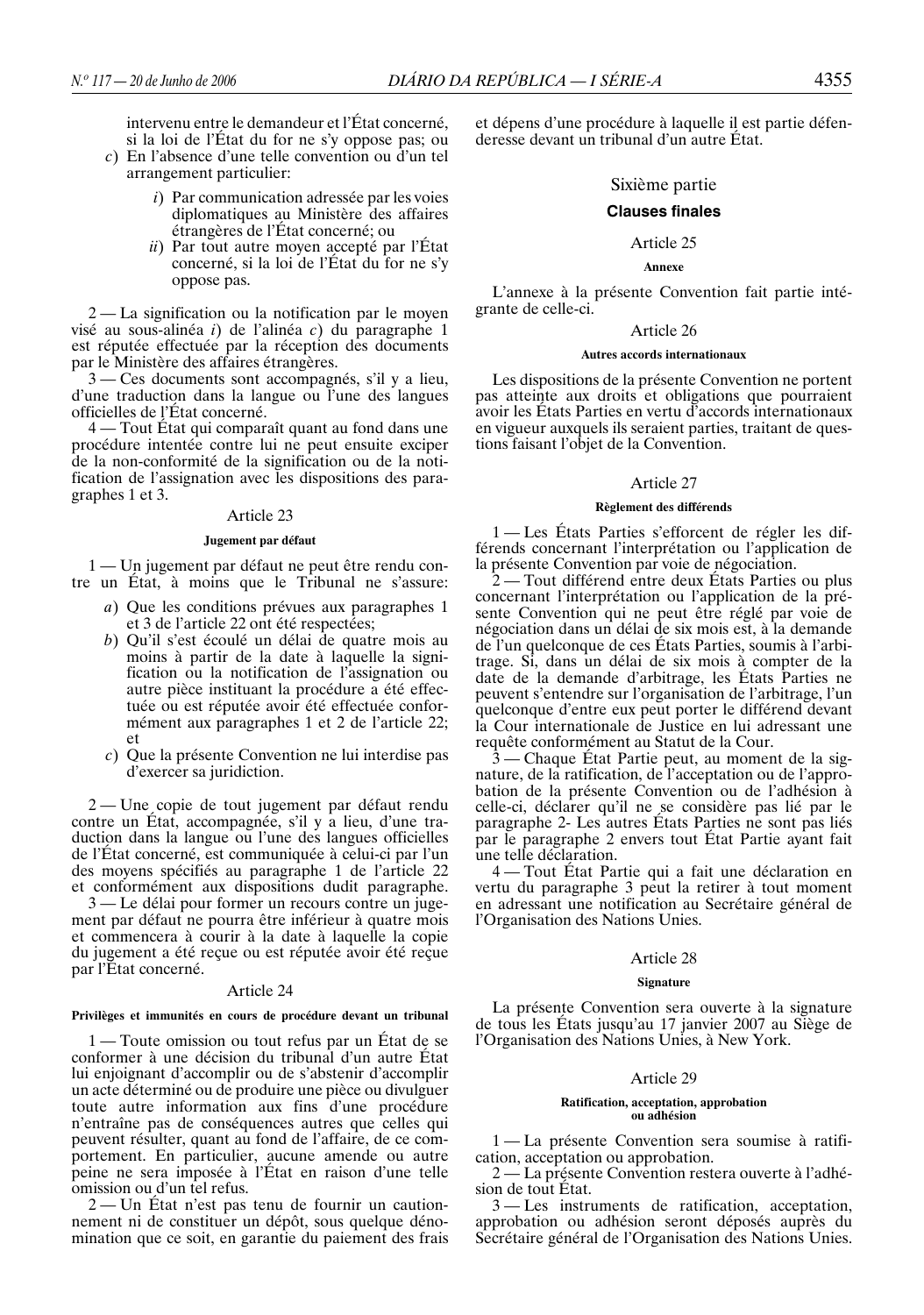intervenu entre le demandeur et l'État concerné, si la loi de l'État du for ne s'y oppose pas; ou

*c*) En l'absence d'une telle convention ou d'un tel arrangement particulier:

*i*) Par communication adressée par les voies diplomatiques au Ministère des affaires étrangères de l'État concerné; ou

*ii*) Par tout autre moyen accepté par l'État concerné, si la loi de l'État du for ne s'y oppose pas.

2 — La signification ou la notification par le moyen visé au sous-alinéa *i*) de l'alinéa *c*) du paragraphe 1 est réputée effectuée par la réception des documents par le Ministère des affaires étrangères.

3 — Ces documents sont accompagnés, s'il y a lieu, d'une traduction dans la langue ou l'une des langues officielles de l'État concerné.

4 — Tout État qui comparaît quant au fond dans une procédure intentée contre lui ne peut ensuite exciper de la non-conformité de la signification ou de la notification de l'assignation avec les dispositions des paragraphes 1 et 3.

Article 23

**Jugement par défaut**

1 — Un jugement par défaut ne peut être rendu contre un État, à moins que le Tribunal ne s'assure:

*a*) Que les conditions prévues aux paragraphes 1 et 3 de l'article 22 ont été respectées;

*b*) Qu'il s'est écoulé un délai de quatre mois au moins à partir de la date à laquelle la signification ou la notification de l'assignation ou autre pièce instituant la procédure a été effectuée ou est réputée avoir été effectuée conformément aux paragraphes 1 et 2 de l'article 22; et

*c*) Que la présente Convention ne lui interdise pas d'exercer sa juridiction.

2 — Une copie de tout jugement par défaut rendu contre un État, accompagnée, s'il y a lieu, d'une traduction dans la langue ou l'une des langues officielles de l'État concerné, est communiquée à celui-ci par l'un des moyens spécifiés au paragraphe 1 de l'article 22 et conformément aux dispositions dudit paragraphe.

3 — Le délai pour former un recours contre un jugement par défaut ne pourra être inférieur à quatre mois et commencera à courir à la date à laquelle la copie du jugement a été reçue ou est réputée avoir été reçue par l'État concerné.

Article 24

**Privilèges et immunités en cours de procédure devant un tribunal**

1 — Toute omission ou tout refus par un État de se conformer à une décision du tribunal d'un autre État lui enjoignant d'accomplir ou de s'abstenir d'accomplir un acte déterminé ou de produire une pièce ou divulguer toute autre information aux fins d'une procédure n'entraîne pas de conséquences autres que celles qui peuvent résulter, quant au fond de l'affaire, de ce comportement. En particulier, aucune amende ou autre peine ne sera imposée à l'État en raison d'une telle omission ou d'un tel refus.

2 — Un État n'est pas tenu de fournir un cautionnement ni de constituer un dépôt, sous quelque dénomination que ce soit, en garantie du paiement des frais et dépens d'une procédure à laquelle il est partie défenderesse devant un tribunal d'un autre État.

## Sixième partie

### Clauses finales

Article 25

**Annexe**

L'annexe à la présente Convention fait partie intégrante de celle-ci.

Article 26

**Autres accords internationaux**

Les dispositions de la présente Convention ne portent pas atteinte aux droits et obligations que pourraient avoir les États Parties en vertu d'accords internationaux en vigueur auxquels ils seraient parties, traitant de questions faisant l'objet de la Convention.

Article 27

**Règlement des différends**

1 — Les États Parties s'efforcent de régler les différends concernant l'interprétation ou l'application de la présente Convention par voie de négociation.

2 — Tout différend entre deux États Parties ou plus concernant l'interprétation ou l'application de la présente Convention qui ne peut être réglé par voie de négociation dans un délai de six mois est, à la demande de l'un quelconque de ces États Parties, soumis à l'arbitrage. Si, dans un délai de six mois à compter de la date de la demande d'arbitrage, les États Parties ne peuvent s'entendre sur l'organisation de l'arbitrage, l'un quelconque d'entre eux peut porter le différend devant la Cour internationale de Justice en lui adressant une requête conformément au Statut de la Cour.

3 — Chaque État Partie peut, au moment de la signature, de la ratification, de l'acceptation ou de l'approbation de la présente Convention ou de l'adhésion à celle-ci, déclarer qu'il ne se considère pas lié par le paragraphe 2- Les autres États Parties ne sont pas liés par le paragraphe 2 envers tout État Partie ayant fait une telle déclaration.

4 — Tout État Partie qui a fait une déclaration en vertu du paragraphe 3 peut la retirer à tout moment en adressant une notification au Secrétaire général de l'Organisation des Nations Unies.

Article 28

**Signature**

La présente Convention sera ouverte à la signature de tous les États jusqu'au 17 janvier 2007 au Siège de l'Organisation des Nations Unies, à New York.

Article 29

**Ratification, acceptation, approbation ou adhésion**

1 — La présente Convention sera soumise à ratification, acceptation ou approbation.

2 — La présente Convention restera ouverte à l'adhésion de tout État.

3 — Les instruments de ratification, acceptation, approbation ou adhésion seront déposés auprès du Secrétaire général de l'Organisation des Nations Unies.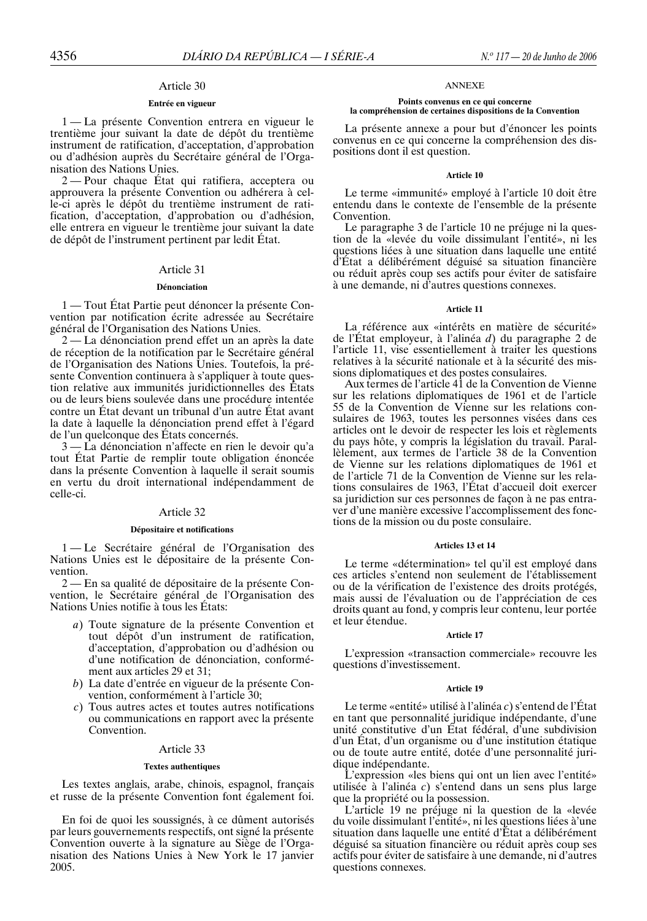## Article 30

### Entrée en vigueur

1 — La présente Convention entrera en vigueur le trentième jour suivant la date de dépôt du trentième instrument de ratification, d'acceptation, d'approbation ou d'adhésion auprès du Secrétaire général de l'Organisation des Nations Unies.

2 — Pour chaque État qui ratifiera, acceptera ou approuvera la présente Convention ou adhérera à celle-ci après le dépôt du trentième instrument de ratification, d'acceptation, d'approbation ou d'adhésion, elle entrera en vigueur le trentième jour suivant la date de dépôt de l'instrument pertinent par ledit État.

## Article 31

### Dénonciation

1 — Tout État Partie peut dénoncer la présente Convention par notification écrite adressée au Secrétaire général de l'Organisation des Nations Unies.

2 — La dénonciation prend effet un an après la date de réception de la notification par le Secrétaire général de l'Organisation des Nations Unies. Toutefois, la présente Convention continuera à s'appliquer à toute question relative aux immunités juridictionnelles des États ou de leurs biens soulevée dans une procédure intentée contre un État devant un tribunal d'un autre État avant la date à laquelle la dénonciation prend effet à l'égard de l'un quelconque des États concernés.

3 — La dénonciation n'affecte en rien le devoir qu'a tout État Partie de remplir toute obligation énoncée dans la présente Convention à laquelle il serait soumis en vertu du droit international indépendamment de celle-ci.

## Article 32

### Dépositaire et notifications

1 — Le Secrétaire général de l'Organisation des Nations Unies est le dépositaire de la présente Convention.

2 — En sa qualité de dépositaire de la présente Convention, le Secrétaire général de l'Organisation des Nations Unies notifie à tous les États:

*a*) Toute signature de la présente Convention et tout dépôt d'un instrument de ratification, d'acceptation, d'approbation ou d'adhésion ou d'une notification de dénonciation, conformément aux articles 29 et 31;

*b*) La date d'entrée en vigueur de la présente Convention, conformément à l'article 30;

*c*) Tous autres actes et toutes autres notifications ou communications en rapport avec la présente Convention.

## Article 33

### Textes authentiques

Les textes anglais, arabe, chinois, espagnol, français et russe de la présente Convention font également foi.

En foi de quoi les soussignés, à ce dûment autorisés par leurs gouvernements respectifs, ont signé la présente Convention ouverte à la signature au Siège de l'Organisation des Nations Unies à New York le 17 janvier 2005.

## ANNEXE

### Points convenus en ce qui concerne la compréhension de certaines dispositions de la Convention

La présente annexe a pour but d'énoncer les points convenus en ce qui concerne la compréhension des dispositions dont il est question.

#### Article 10

Le terme «immunité» employé à l'article 10 doit être entendu dans le contexte de l'ensemble de la présente Convention.

Le paragraphe 3 de l'article 10 ne préjuge ni la question de la «levée du voile dissimulant l'entité», ni les questions liées à une situation dans laquelle une entité d'État a délibérément déguisé sa situation financière ou réduit après coup ses actifs pour éviter de satisfaire à une demande, ni d'autres questions connexes.

#### Article 11

La référence aux «intérêts en matière de sécurité» de l'État employeur, à l'alinéa *d*) du paragraphe 2 de l'article 11, vise essentiellement à traiter les questions relatives à la sécurité nationale et à la sécurité des missions diplomatiques et des postes consulaires.

Aux termes de l'article 41 de la Convention de Vienne sur les relations diplomatiques de 1961 et de l'article 55 de la Convention de Vienne sur les relations consulaires de 1963, toutes les personnes visées dans ces articles ont le devoir de respecter les lois et règlements du pays hôte, y compris la législation du travail. Parallèlement, aux termes de l'article 38 de la Convention de Vienne sur les relations diplomatiques de 1961 et de l'article 71 de la Convention de Vienne sur les relations consulaires de 1963, l'État d'accueil doit exercer sa juridiction sur ces personnes de façon à ne pas entraver d'une manière excessive l'accomplissement des fonctions de la mission ou du poste consulaire.

#### Articles 13 et 14

Le terme «détermination» tel qu'il est employé dans ces articles s'entend non seulement de l'établissement ou de la vérification de l'existence des droits protégés, mais aussi de l'évaluation ou de l'appréciation de ces droits quant au fond, y compris leur contenu, leur portée et leur étendue.

#### Article 17

L'expression «transaction commerciale» recouvre les questions d'investissement.

#### Article 19

Le terme «entité» utilisé à l'alinéa *c*) s'entend de l'État en tant que personnalité juridique indépendante, d'une unité constitutive d'un État fédéral, d'une subdivision d'un État, d'un organisme ou d'une institution étatique ou de toute autre entité, dotée d'une personnalité juridique indépendante.

L'expression «les biens qui ont un lien avec l'entité» utilisée à l'alinéa *c*) s'entend dans un sens plus large que la propriété ou la possession.

L'article 19 ne préjuge ni la question de la «levée du voile dissimulant l'entité», ni les questions liées à une situation dans laquelle une entité d'État a délibérément déguisé sa situation financière ou réduit après coup ses actifs pour éviter de satisfaire à une demande, ni d'autres questions connexes.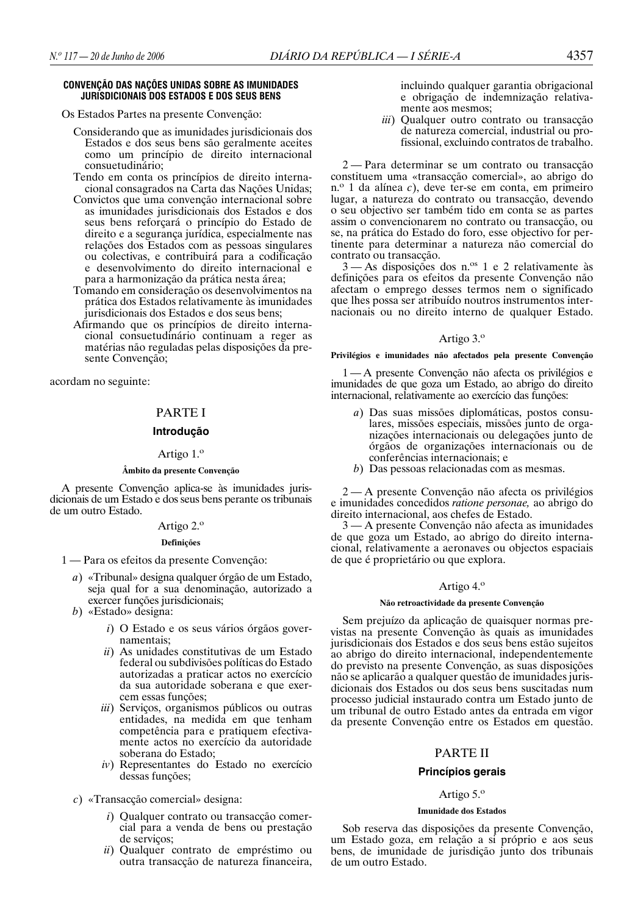**CONVENÇÃO DAS NAÇÕES UNIDAS SOBRE AS IMUNIDADES JURISDICIONAIS DOS ESTADOS E DOS SEUS BENS**

Os Estados Partes na presente Convenção:

Considerando que as imunidades jurisdicionais dos Estados e dos seus bens são geralmente aceites como um princípio de direito internacional consuetudinário;

Tendo em conta os princípios de direito internacional consagrados na Carta das Nações Unidas;

Convictos que uma convenção internacional sobre as imunidades jurisdicionais dos Estados e dos seus bens reforçará o princípio do Estado de direito e a segurança jurídica, especialmente nas relações dos Estados com as pessoas singulares ou colectivas, e contribuirá para a codificação e desenvolvimento do direito internacional e para a harmonização da prática nesta área;

Tomando em consideração os desenvolvimentos na prática dos Estados relativamente às imunidades jurisdicionais dos Estados e dos seus bens;

Afirmando que os princípios de direito internacional consuetudinário continuam a reger as matérias não reguladas pelas disposições da presente Convenção;

acordam no seguinte:

# PARTE I

## Introdução

### Artigo 1.º

**Âmbito da presente Convenção**

A presente Convenção aplica-se às imunidades jurisdicionais de um Estado e dos seus bens perante os tribunais de um outro Estado.

### Artigo 2.º

**Definições**

1 — Para os efeitos da presente Convenção:

*a*) «Tribunal» designa qualquer órgão de um Estado, seja qual for a sua denominação, autorizado a exercer funções jurisdicionais;

*b*) «Estado» designa:

*i*) O Estado e os seus vários órgãos governamentais;

*ii*) As unidades constitutivas de um Estado federal ou subdivisões políticas do Estado autorizadas a praticar actos no exercício da sua autoridade soberana e que exercem essas funções;

*iii*) Serviços, organismos públicos ou outras entidades, na medida em que tenham competência para e pratiquem efectivamente actos no exercício da autoridade soberana do Estado;

*iv*) Representantes do Estado no exercício dessas funções;

*c*) «Transacção comercial» designa:

*i*) Qualquer contrato ou transacção comercial para a venda de bens ou prestação de serviços;

*ii*) Qualquer contrato de empréstimo ou outra transacção de natureza financeira, incluindo qualquer garantia obrigacional e obrigação de indemnização relativamente aos mesmos;

*iii*) Qualquer outro contrato ou transacção de natureza comercial, industrial ou profissional, excluindo contratos de trabalho.

2 — Para determinar se um contrato ou transacção constituem uma «transacção comercial», ao abrigo do n.º 1 da alínea *c*), deve ter-se em conta, em primeiro lugar, a natureza do contrato ou transacção, devendo o seu objectivo ser também tido em conta se as partes assim o convencionarem no contrato ou transacção, ou se, na prática do Estado do foro, esse objectivo for pertinente para determinar a natureza não comercial do contrato ou transacção.

3 — As disposições dos n.os 1 e 2 relativamente às definições para os efeitos da presente Convenção não afectam o emprego desses termos nem o significado que lhes possa ser atribuído noutros instrumentos internacionais ou no direito interno de qualquer Estado.

### Artigo 3.º

**Privilégios e imunidades não afectados pela presente Convenção**

1 — A presente Convenção não afecta os privilégios e imunidades de que goza um Estado, ao abrigo do direito internacional, relativamente ao exercício das funções:

*a*) Das suas missões diplomáticas, postos consulares, missões especiais, missões junto de organizações internacionais ou delegações junto de órgãos de organizações internacionais ou de conferências internacionais; e

*b*) Das pessoas relacionadas com as mesmas.

2 — A presente Convenção não afecta os privilégios e imunidades concedidos *ratione personae,* ao abrigo do direito internacional, aos chefes de Estado.

3 — A presente Convenção não afecta as imunidades de que goza um Estado, ao abrigo do direito internacional, relativamente a aeronaves ou objectos espaciais de que é proprietário ou que explora.

### Artigo 4.º

**Não retroactividade da presente Convenção**

Sem prejuízo da aplicação de quaisquer normas previstas na presente Convenção às quais as imunidades jurisdicionais dos Estados e dos seus bens estão sujeitos ao abrigo do direito internacional, independentemente do previsto na presente Convenção, as suas disposições não se aplicarão a qualquer questão de imunidades jurisdicionais dos Estados ou dos seus bens suscitadas num processo judicial instaurado contra um Estado junto de um tribunal de outro Estado antes da entrada em vigor da presente Convenção entre os Estados em questão.

# PARTE II

## Princípios gerais

### Artigo 5.º

**Imunidade dos Estados**

Sob reserva das disposições da presente Convenção, um Estado goza, em relação a si próprio e aos seus bens, de imunidade de jurisdição junto dos tribunais de um outro Estado.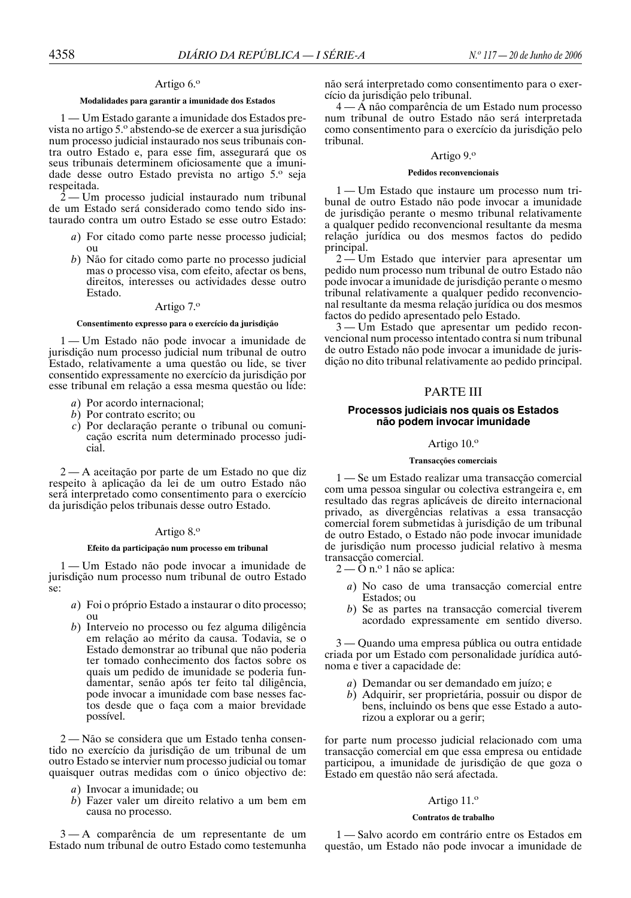### Artigo 6.º

#### Modalidades para garantir a imunidade dos Estados

1 — Um Estado garante a imunidade dos Estados prevista no artigo 5.º abstendo-se de exercer a sua jurisdição num processo judicial instaurado nos seus tribunais contra outro Estado e, para esse fim, assegurará que os seus tribunais determinem oficiosamente que a imunidade desse outro Estado prevista no artigo 5.º seja respeitada.

2 — Um processo judicial instaurado num tribunal de um Estado será considerado como tendo sido instaurado contra um outro Estado se esse outro Estado:

*a*) For citado como parte nesse processo judicial; ou
*b*) Não for citado como parte no processo judicial mas o processo visa, com efeito, afectar os bens, direitos, interesses ou actividades desse outro Estado.

### Artigo 7.º

#### Consentimento expresso para o exercício da jurisdição

1 — Um Estado não pode invocar a imunidade de jurisdição num processo judicial num tribunal de outro Estado, relativamente a uma questão ou lide, se tiver consentido expressamente no exercício da jurisdição por esse tribunal em relação a essa mesma questão ou lide:

*a*) Por acordo internacional;
*b*) Por contrato escrito; ou
*c*) Por declaração perante o tribunal ou comunicação escrita num determinado processo judicial.

2 — A aceitação por parte de um Estado no que diz respeito à aplicação da lei de um outro Estado não será interpretado como consentimento para o exercício da jurisdição pelos tribunais desse outro Estado.

### Artigo 8.º

#### Efeito da participação num processo em tribunal

1 — Um Estado não pode invocar a imunidade de jurisdição num processo num tribunal de outro Estado se:

*a*) Foi o próprio Estado a instaurar o dito processo; ou
*b*) Interveio no processo ou fez alguma diligência em relação ao mérito da causa. Todavia, se o Estado demonstrar ao tribunal que não poderia ter tomado conhecimento dos factos sobre os quais um pedido de imunidade se poderia fundamentar, senão após ter feito tal diligência, pode invocar a imunidade com base nesses factos desde que o faça com a maior brevidade possível.

2 — Não se considera que um Estado tenha consentido no exercício da jurisdição de um tribunal de um outro Estado se intervier num processo judicial ou tomar quaisquer outras medidas com o único objectivo de:

*a*) Invocar a imunidade; ou
*b*) Fazer valer um direito relativo a um bem em causa no processo.

3 — A comparência de um representante de um Estado num tribunal de outro Estado como testemunha não será interpretado como consentimento para o exercício da jurisdição pelo tribunal.

4 — A não comparência de um Estado num processo num tribunal de outro Estado não será interpretada como consentimento para o exercício da jurisdição pelo tribunal.

### Artigo 9.º

#### Pedidos reconvencionais

1 — Um Estado que instaure um processo num tribunal de outro Estado não pode invocar a imunidade de jurisdição perante o mesmo tribunal relativamente a qualquer pedido reconvencional resultante da mesma relação jurídica ou dos mesmos factos do pedido principal.

2 — Um Estado que intervier para apresentar um pedido num processo num tribunal de outro Estado não pode invocar a imunidade de jurisdição perante o mesmo tribunal relativamente a qualquer pedido reconvencional resultante da mesma relação jurídica ou dos mesmos factos do pedido apresentado pelo Estado.

3 — Um Estado que apresentar um pedido reconvencional num processo intentado contra si num tribunal de outro Estado não pode invocar a imunidade de jurisdição no dito tribunal relativamente ao pedido principal.

## PARTE III

## Processos judiciais nos quais os Estados não podem invocar imunidade

### Artigo 10.º

#### Transacções comerciais

1 — Se um Estado realizar uma transacção comercial com uma pessoa singular ou colectiva estrangeira e, em resultado das regras aplicáveis de direito internacional privado, as divergências relativas a essa transacção comercial forem submetidas à jurisdição de um tribunal de outro Estado, o Estado não pode invocar imunidade de jurisdição num processo judicial relativo à mesma transacção comercial.

2 — O n.º 1 não se aplica:

*a*) No caso de uma transacção comercial entre Estados; ou
*b*) Se as partes na transacção comercial tiverem acordado expressamente em sentido diverso.

3 — Quando uma empresa pública ou outra entidade criada por um Estado com personalidade jurídica autónoma e tiver a capacidade de:

*a*) Demandar ou ser demandado em juízo; e
*b*) Adquirir, ser proprietária, possuir ou dispor de bens, incluindo os bens que esse Estado a autorizou a explorar ou a gerir;

for parte num processo judicial relacionado com uma transacção comercial em que essa empresa ou entidade participou, a imunidade de jurisdição de que goza o Estado em questão não será afectada.

### Artigo 11.º

#### Contratos de trabalho

1 — Salvo acordo em contrário entre os Estados em questão, um Estado não pode invocar a imunidade de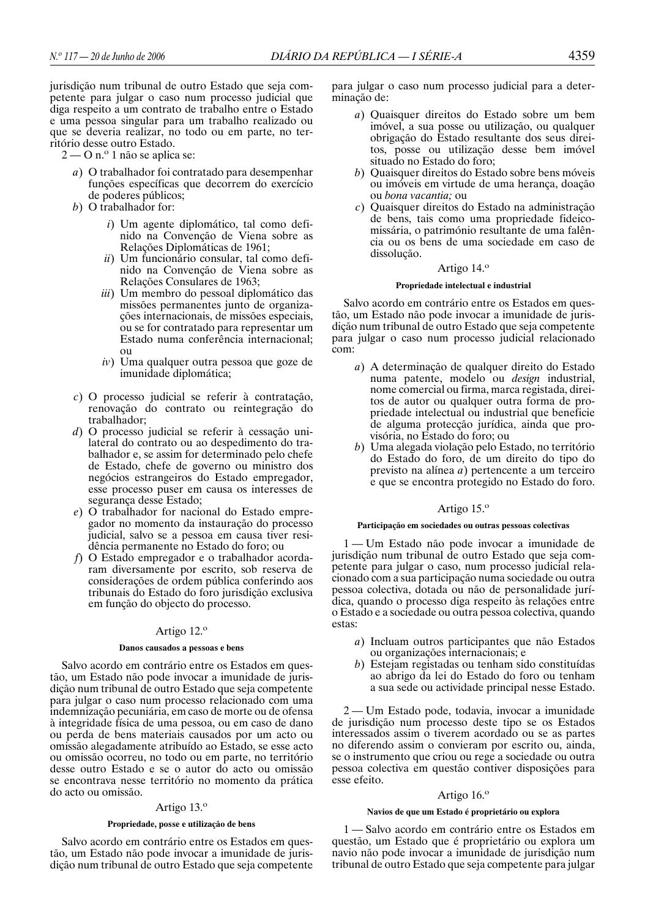jurisdição num tribunal de outro Estado que seja competente para julgar o caso num processo judicial que diga respeito a um contrato de trabalho entre o Estado e uma pessoa singular para um trabalho realizado ou que se deveria realizar, no todo ou em parte, no território desse outro Estado.

2 — O n.º 1 não se aplica se:

*a*) O trabalhador foi contratado para desempenhar funções específicas que decorrem do exercício de poderes públicos;

*b*) O trabalhador for:

*i*) Um agente diplomático, tal como definido na Convenção de Viena sobre as Relações Diplomáticas de 1961;

*ii*) Um funcionário consular, tal como definido na Convenção de Viena sobre as Relações Consulares de 1963;

*iii*) Um membro do pessoal diplomático das missões permanentes junto de organizações internacionais, de missões especiais, ou se for contratado para representar um Estado numa conferência internacional; ou

*iv*) Uma qualquer outra pessoa que goze de imunidade diplomática;

*c*) O processo judicial se referir à contratação, renovação do contrato ou reintegração do trabalhador;

*d*) O processo judicial se referir à cessação unilateral do contrato ou ao despedimento do trabalhador e, se assim for determinado pelo chefe de Estado, chefe de governo ou ministro dos negócios estrangeiros do Estado empregador, esse processo puser em causa os interesses de segurança desse Estado;

*e*) O trabalhador for nacional do Estado empregador no momento da instauração do processo judicial, salvo se a pessoa em causa tiver residência permanente no Estado do foro; ou

*f*) O Estado empregador e o trabalhador acordaram diversamente por escrito, sob reserva de considerações de ordem pública conferindo aos tribunais do Estado do foro jurisdição exclusiva em função do objecto do processo.

### Artigo 12.º

**Danos causados a pessoas e bens**

Salvo acordo em contrário entre os Estados em questão, um Estado não pode invocar a imunidade de jurisdição num tribunal de outro Estado que seja competente para julgar o caso num processo relacionado com uma indemnização pecuniária, em caso de morte ou de ofensa à integridade física de uma pessoa, ou em caso de dano ou perda de bens materiais causados por um acto ou omissão alegadamente atribuído ao Estado, se esse acto ou omissão ocorreu, no todo ou em parte, no território desse outro Estado e se o autor do acto ou omissão se encontrava nesse território no momento da prática do acto ou omissão.

### Artigo 13.º

**Propriedade, posse e utilização de bens**

Salvo acordo em contrário entre os Estados em questão, um Estado não pode invocar a imunidade de jurisdição num tribunal de outro Estado que seja competente para julgar o caso num processo judicial para a determinação de:

*a*) Quaisquer direitos do Estado sobre um bem imóvel, a sua posse ou utilização, ou qualquer obrigação do Estado resultante dos seus direitos, posse ou utilização desse bem imóvel situado no Estado do foro;

*b*) Quaisquer direitos do Estado sobre bens móveis ou imóveis em virtude de uma herança, doação ou *bona vacantia;* ou

*c*) Quaisquer direitos do Estado na administração de bens, tais como uma propriedade fideicomissária, o património resultante de uma falência ou os bens de uma sociedade em caso de dissolução.

### Artigo 14.º

**Propriedade intelectual e industrial**

Salvo acordo em contrário entre os Estados em questão, um Estado não pode invocar a imunidade de jurisdição num tribunal de outro Estado que seja competente para julgar o caso num processo judicial relacionado com:

*a*) A determinação de qualquer direito do Estado numa patente, modelo ou *design* industrial, nome comercial ou firma, marca registada, direitos de autor ou qualquer outra forma de propriedade intelectual ou industrial que beneficie de alguma protecção jurídica, ainda que provisória, no Estado do foro; ou

*b*) Uma alegada violação pelo Estado, no território do Estado do foro, de um direito do tipo do previsto na alínea *a*) pertencente a um terceiro e que se encontra protegido no Estado do foro.

### Artigo 15.º

**Participação em sociedades ou outras pessoas colectivas**

1 — Um Estado não pode invocar a imunidade de jurisdição num tribunal de outro Estado que seja competente para julgar o caso, num processo judicial relacionado com a sua participação numa sociedade ou outra pessoa colectiva, dotada ou não de personalidade jurídica, quando o processo diga respeito às relações entre o Estado e a sociedade ou outra pessoa colectiva, quando estas:

*a*) Incluam outros participantes que não Estados ou organizações internacionais; e

*b*) Estejam registadas ou tenham sido constituídas ao abrigo da lei do Estado do foro ou tenham a sua sede ou actividade principal nesse Estado.

2 — Um Estado pode, todavia, invocar a imunidade de jurisdição num processo deste tipo se os Estados interessados assim o tiverem acordado ou se as partes no diferendo assim o convieram por escrito ou, ainda, se o instrumento que criou ou rege a sociedade ou outra pessoa colectiva em questão contiver disposições para esse efeito.

### Artigo 16.º

**Navios de que um Estado é proprietário ou explora**

1 — Salvo acordo em contrário entre os Estados em questão, um Estado que é proprietário ou explora um navio não pode invocar a imunidade de jurisdição num tribunal de outro Estado que seja competente para julgar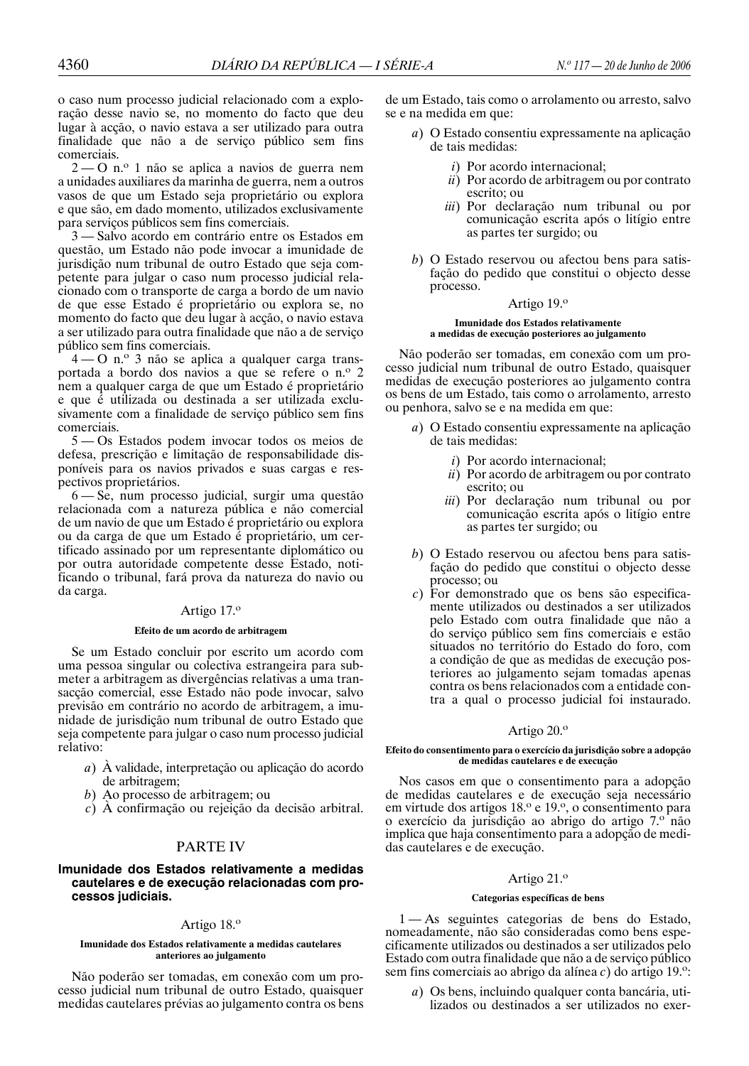o caso num processo judicial relacionado com a exploração desse navio se, no momento do facto que deu lugar à acção, o navio estava a ser utilizado para outra finalidade que não a de serviço público sem fins comerciais.

2 — O n.º 1 não se aplica a navios de guerra nem a unidades auxiliares da marinha de guerra, nem a outros vasos de que um Estado seja proprietário ou explora e que são, em dado momento, utilizados exclusivamente para serviços públicos sem fins comerciais.

3 — Salvo acordo em contrário entre os Estados em questão, um Estado não pode invocar a imunidade de jurisdição num tribunal de outro Estado que seja competente para julgar o caso num processo judicial relacionado com o transporte de carga a bordo de um navio de que esse Estado é proprietário ou explora se, no momento do facto que deu lugar à acção, o navio estava a ser utilizado para outra finalidade que não a de serviço público sem fins comerciais.

4 — O n.º 3 não se aplica a qualquer carga transportada a bordo dos navios a que se refere o n.º 2 nem a qualquer carga de que um Estado é proprietário e que é utilizada ou destinada a ser utilizada exclusivamente com a finalidade de serviço público sem fins comerciais.

5 — Os Estados podem invocar todos os meios de defesa, prescrição e limitação de responsabilidade disponíveis para os navios privados e suas cargas e respectivos proprietários.

6 — Se, num processo judicial, surgir uma questão relacionada com a natureza pública e não comercial de um navio de que um Estado é proprietário ou explora ou da carga de que um Estado é proprietário, um certificado assinado por um representante diplomático ou por outra autoridade competente desse Estado, notificando o tribunal, fará prova da natureza do navio ou da carga.

### Artigo 17.º

#### Efeito de um acordo de arbitragem

Se um Estado concluir por escrito um acordo com uma pessoa singular ou colectiva estrangeira para submeter a arbitragem as divergências relativas a uma transacção comercial, esse Estado não pode invocar, salvo previsão em contrário no acordo de arbitragem, a imunidade de jurisdição num tribunal de outro Estado que seja competente para julgar o caso num processo judicial relativo:

*a*) À validade, interpretação ou aplicação do acordo de arbitragem;
*b*) Ao processo de arbitragem; ou
*c*) À confirmação ou rejeição da decisão arbitral.

## PARTE IV

### Imunidade dos Estados relativamente a medidas cautelares e de execução relacionadas com processos judiciais.

### Artigo 18.º

#### Imunidade dos Estados relativamente a medidas cautelares anteriores ao julgamento

Não poderão ser tomadas, em conexão com um processo judicial num tribunal de outro Estado, quaisquer medidas cautelares prévias ao julgamento contra os bens de um Estado, tais como o arrolamento ou arresto, salvo se e na medida em que:

*a*) O Estado consentiu expressamente na aplicação de tais medidas:

*i*) Por acordo internacional;
*ii*) Por acordo de arbitragem ou por contrato escrito; ou
*iii*) Por declaração num tribunal ou por comunicação escrita após o litígio entre as partes ter surgido; ou

*b*) O Estado reservou ou afectou bens para satisfação do pedido que constitui o objecto desse processo.

### Artigo 19.º

#### Imunidade dos Estados relativamente a medidas de execução posteriores ao julgamento

Não poderão ser tomadas, em conexão com um processo judicial num tribunal de outro Estado, quaisquer medidas de execução posteriores ao julgamento contra os bens de um Estado, tais como o arrolamento, arresto ou penhora, salvo se e na medida em que:

*a*) O Estado consentiu expressamente na aplicação de tais medidas:

*i*) Por acordo internacional;
*ii*) Por acordo de arbitragem ou por contrato escrito; ou
*iii*) Por declaração num tribunal ou por comunicação escrita após o litígio entre as partes ter surgido; ou

*b*) O Estado reservou ou afectou bens para satisfação do pedido que constitui o objecto desse processo; ou
*c*) For demonstrado que os bens são especificamente utilizados ou destinados a ser utilizados pelo Estado com outra finalidade que não a do serviço público sem fins comerciais e estão situados no território do Estado do foro, com a condição de que as medidas de execução posteriores ao julgamento sejam tomadas apenas contra os bens relacionados com a entidade contra a qual o processo judicial foi instaurado.

### Artigo 20.º

#### Efeito do consentimento para o exercício da jurisdição sobre a adopção de medidas cautelares e de execução

Nos casos em que o consentimento para a adopção de medidas cautelares e de execução seja necessário em virtude dos artigos 18.º e 19.º, o consentimento para o exercício da jurisdição ao abrigo do artigo 7.º não implica que haja consentimento para a adopção de medidas cautelares e de execução.

### Artigo 21.º

#### Categorias específicas de bens

1 — As seguintes categorias de bens do Estado, nomeadamente, não são consideradas como bens especificamente utilizados ou destinados a ser utilizados pelo Estado com outra finalidade que não a de serviço público sem fins comerciais ao abrigo da alínea *c*) do artigo 19.º:

*a*) Os bens, incluindo qualquer conta bancária, utilizados ou destinados a ser utilizados no exer-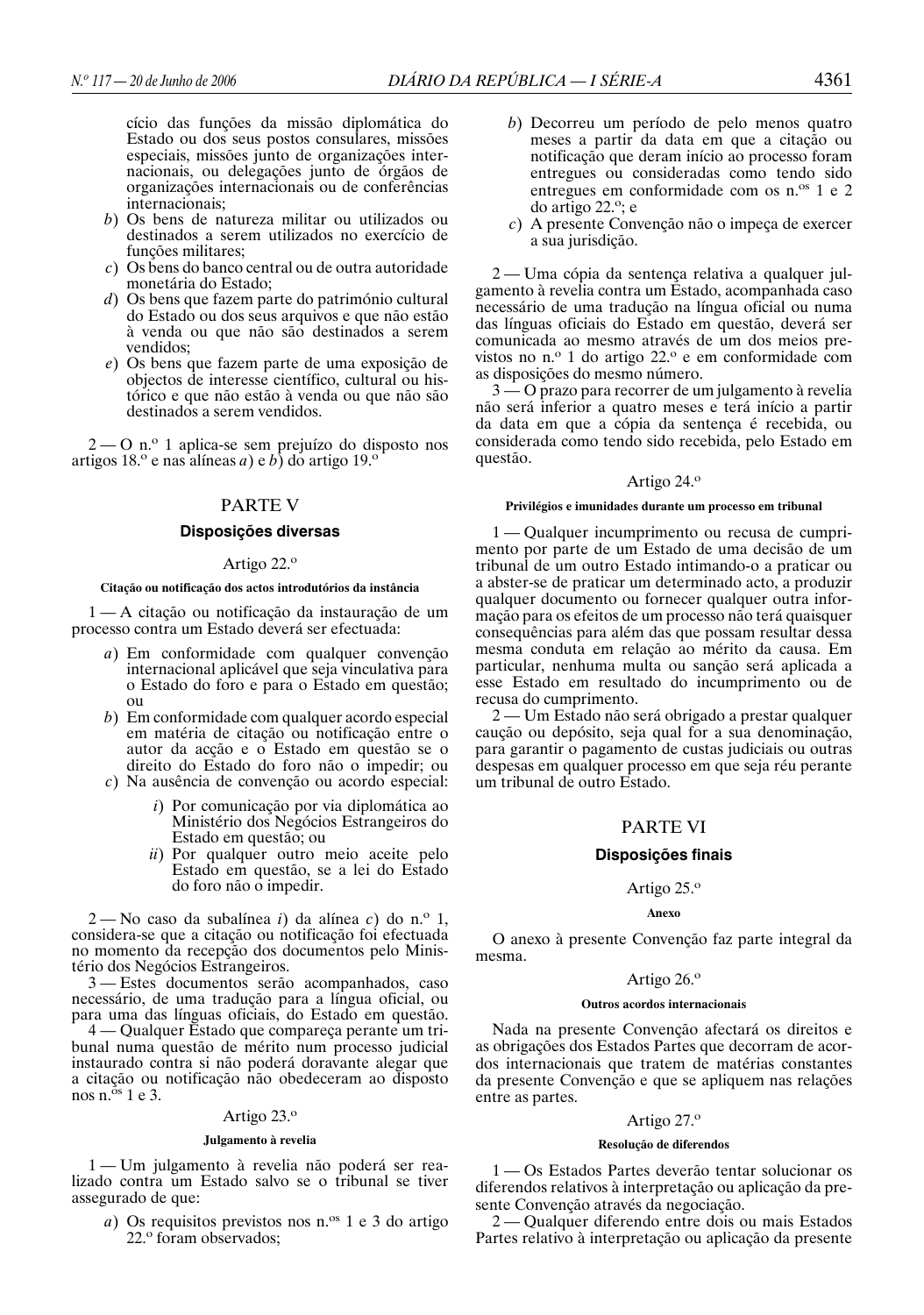cício das funções da missão diplomática do Estado ou dos seus postos consulares, missões especiais, missões junto de organizações internacionais, ou delegações junto de órgãos de organizações internacionais ou de conferências internacionais;

*b*) Os bens de natureza militar ou utilizados ou destinados a serem utilizados no exercício de funções militares;

*c*) Os bens do banco central ou de outra autoridade monetária do Estado;

*d*) Os bens que fazem parte do património cultural do Estado ou dos seus arquivos e que não estão à venda ou que não são destinados a serem vendidos;

*e*) Os bens que fazem parte de uma exposição de objectos de interesse científico, cultural ou histórico e que não estão à venda ou que não são destinados a serem vendidos.

2 — O n.º 1 aplica-se sem prejuízo do disposto nos artigos 18.º e nas alíneas *a*) e *b*) do artigo 19.º

## PARTE V

### Disposições diversas

#### Artigo 22.º

**Citação ou notificação dos actos introdutórios da instância**

1 — A citação ou notificação da instauração de um processo contra um Estado deverá ser efectuada:

*a*) Em conformidade com qualquer convenção internacional aplicável que seja vinculativa para o Estado do foro e para o Estado em questão; ou

*b*) Em conformidade com qualquer acordo especial em matéria de citação ou notificação entre o autor da acção e o Estado em questão se o direito do Estado do foro não o impedir; ou

*c*) Na ausência de convenção ou acordo especial:

*i*) Por comunicação por via diplomática ao Ministério dos Negócios Estrangeiros do Estado em questão; ou

*ii*) Por qualquer outro meio aceite pelo Estado em questão, se a lei do Estado do foro não o impedir.

2 — No caso da subalínea *i*) da alínea *c*) do n.º 1, considera-se que a citação ou notificação foi efectuada no momento da recepção dos documentos pelo Ministério dos Negócios Estrangeiros.

3 — Estes documentos serão acompanhados, caso necessário, de uma tradução para a língua oficial, ou para uma das línguas oficiais, do Estado em questão.

4 — Qualquer Estado que compareça perante um tribunal numa questão de mérito num processo judicial instaurado contra si não poderá doravante alegar que a citação ou notificação não obedeceram ao disposto nos n.os 1 e 3.

#### Artigo 23.º

**Julgamento à revelia**

1 — Um julgamento à revelia não poderá ser realizado contra um Estado salvo se o tribunal se tiver assegurado de que:

*a*) Os requisitos previstos nos n.os 1 e 3 do artigo 22.º foram observados;

*b*) Decorreu um período de pelo menos quatro meses a partir da data em que a citação ou notificação que deram início ao processo foram entregues ou consideradas como tendo sido entregues em conformidade com os n.os 1 e 2 do artigo 22.º; e

*c*) A presente Convenção não o impeça de exercer a sua jurisdição.

2 — Uma cópia da sentença relativa a qualquer julgamento à revelia contra um Estado, acompanhada caso necessário de uma tradução na língua oficial ou numa das línguas oficiais do Estado em questão, deverá ser comunicada ao mesmo através de um dos meios previstos no n.º 1 do artigo 22.º e em conformidade com as disposições do mesmo número.

3 — O prazo para recorrer de um julgamento à revelia não será inferior a quatro meses e terá início a partir da data em que a cópia da sentença é recebida, ou considerada como tendo sido recebida, pelo Estado em questão.

#### Artigo 24.º

**Privilégios e imunidades durante um processo em tribunal**

1 — Qualquer incumprimento ou recusa de cumprimento por parte de um Estado de uma decisão de um tribunal de um outro Estado intimando-o a praticar ou a abster-se de praticar um determinado acto, a produzir qualquer documento ou fornecer qualquer outra informação para os efeitos de um processo não terá quaisquer consequências para além das que possam resultar dessa mesma conduta em relação ao mérito da causa. Em particular, nenhuma multa ou sanção será aplicada a esse Estado em resultado do incumprimento ou de recusa do cumprimento.

2 — Um Estado não será obrigado a prestar qualquer caução ou depósito, seja qual for a sua denominação, para garantir o pagamento de custas judiciais ou outras despesas em qualquer processo em que seja réu perante um tribunal de outro Estado.

## PARTE VI

### Disposições finais

#### Artigo 25.º

**Anexo**

O anexo à presente Convenção faz parte integral da mesma.

#### Artigo 26.º

**Outros acordos internacionais**

Nada na presente Convenção afectará os direitos e as obrigações dos Estados Partes que decorram de acordos internacionais que tratem de matérias constantes da presente Convenção e que se apliquem nas relações entre as partes.

#### Artigo 27.º

**Resolução de diferendos**

1 — Os Estados Partes deverão tentar solucionar os diferendos relativos à interpretação ou aplicação da presente Convenção através da negociação.

2 — Qualquer diferendo entre dois ou mais Estados Partes relativo à interpretação ou aplicação da presente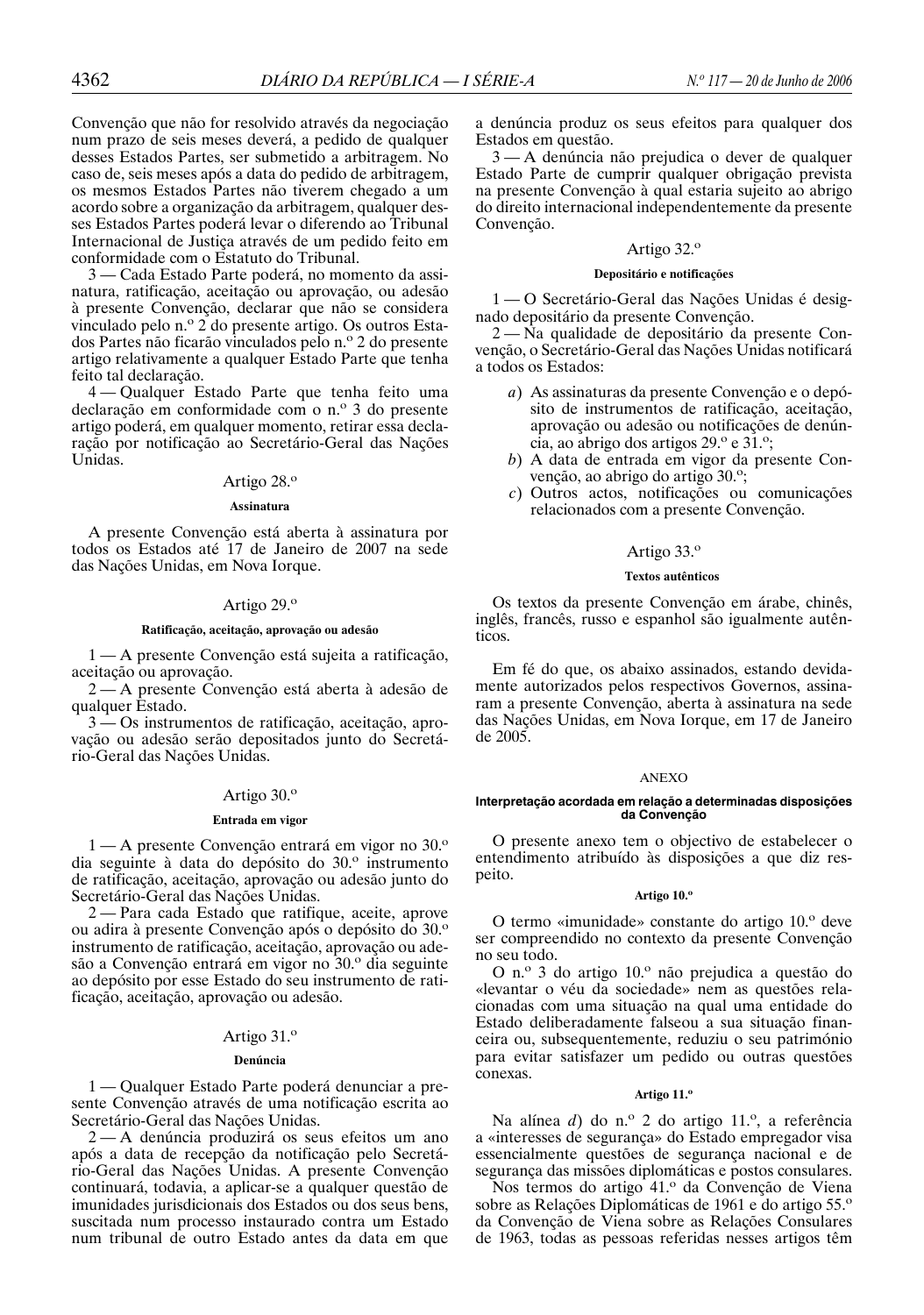Convenção que não for resolvido através da negociação num prazo de seis meses deverá, a pedido de qualquer desses Estados Partes, ser submetido a arbitragem. No caso de, seis meses após a data do pedido de arbitragem, os mesmos Estados Partes não tiverem chegado a um acordo sobre a organização da arbitragem, qualquer desses Estados Partes poderá levar o diferendo ao Tribunal Internacional de Justiça através de um pedido feito em conformidade com o Estatuto do Tribunal.

3 — Cada Estado Parte poderá, no momento da assinatura, ratificação, aceitação ou aprovação, ou adesão à presente Convenção, declarar que não se considera vinculado pelo n.º 2 do presente artigo. Os outros Estados Partes não ficarão vinculados pelo n.º 2 do presente artigo relativamente a qualquer Estado Parte que tenha feito tal declaração.

4 — Qualquer Estado Parte que tenha feito uma declaração em conformidade com o n.º 3 do presente artigo poderá, em qualquer momento, retirar essa declaração por notificação ao Secretário-Geral das Nações Unidas.

### Artigo 28.º

#### Assinatura

A presente Convenção está aberta à assinatura por todos os Estados até 17 de Janeiro de 2007 na sede das Nações Unidas, em Nova Iorque.

### Artigo 29.º

#### Ratificação, aceitação, aprovação ou adesão

1 — A presente Convenção está sujeita a ratificação, aceitação ou aprovação.

2 — A presente Convenção está aberta à adesão de qualquer Estado.

3 — Os instrumentos de ratificação, aceitação, aprovação ou adesão serão depositados junto do Secretário-Geral das Nações Unidas.

### Artigo 30.º

#### Entrada em vigor

1 — A presente Convenção entrará em vigor no 30.º dia seguinte à data do depósito do 30.º instrumento de ratificação, aceitação, aprovação ou adesão junto do Secretário-Geral das Nações Unidas.

2 — Para cada Estado que ratifique, aceite, aprove ou adira à presente Convenção após o depósito do 30.º instrumento de ratificação, aceitação, aprovação ou adesão a Convenção entrará em vigor no 30.º dia seguinte ao depósito por esse Estado do seu instrumento de ratificação, aceitação, aprovação ou adesão.

### Artigo 31.º

#### Denúncia

1 — Qualquer Estado Parte poderá denunciar a presente Convenção através de uma notificação escrita ao Secretário-Geral das Nações Unidas.

2 — A denúncia produzirá os seus efeitos um ano após a data de recepção da notificação pelo Secretário-Geral das Nações Unidas. A presente Convenção continuará, todavia, a aplicar-se a qualquer questão de imunidades jurisdicionais dos Estados ou dos seus bens, suscitada num processo instaurado contra um Estado num tribunal de outro Estado antes da data em que a denúncia produz os seus efeitos para qualquer dos Estados em questão.

3 — A denúncia não prejudica o dever de qualquer Estado Parte de cumprir qualquer obrigação prevista na presente Convenção à qual estaria sujeito ao abrigo do direito internacional independentemente da presente Convenção.

### Artigo 32.º

#### Depositário e notificações

1 — O Secretário-Geral das Nações Unidas é designado depositário da presente Convenção.

2 — Na qualidade de depositário da presente Convenção, o Secretário-Geral das Nações Unidas notificará a todos os Estados:

*a*) As assinaturas da presente Convenção e o depósito de instrumentos de ratificação, aceitação, aprovação ou adesão ou notificações de denúncia, ao abrigo dos artigos 29.º e 31.º;

*b*) A data de entrada em vigor da presente Convenção, ao abrigo do artigo 30.º;

*c*) Outros actos, notificações ou comunicações relacionados com a presente Convenção.

### Artigo 33.º

#### Textos autênticos

Os textos da presente Convenção em árabe, chinês, inglês, francês, russo e espanhol são igualmente autênticos.

Em fé do que, os abaixo assinados, estando devidamente autorizados pelos respectivos Governos, assinaram a presente Convenção, aberta à assinatura na sede das Nações Unidas, em Nova Iorque, em 17 de Janeiro de 2005.

## ANEXO

### Interpretação acordada em relação a determinadas disposições da Convenção

O presente anexo tem o objectivo de estabelecer o entendimento atribuído às disposições a que diz respeito.

#### Artigo 10.º

O termo «imunidade» constante do artigo 10.º deve ser compreendido no contexto da presente Convenção no seu todo.

O n.º 3 do artigo 10.º não prejudica a questão do «levantar o véu da sociedade» nem as questões relacionadas com uma situação na qual uma entidade do Estado deliberadamente falseou a sua situação financeira ou, subsequentemente, reduziu o seu património para evitar satisfazer um pedido ou outras questões conexas.

#### Artigo 11.º

Na alínea *d*) do n.º 2 do artigo 11.º, a referência a «interesses de segurança» do Estado empregador visa essencialmente questões de segurança nacional e de segurança das missões diplomáticas e postos consulares.

Nos termos do artigo 41.º da Convenção de Viena sobre as Relações Diplomáticas de 1961 e do artigo 55.º da Convenção de Viena sobre as Relações Consulares de 1963, todas as pessoas referidas nesses artigos têm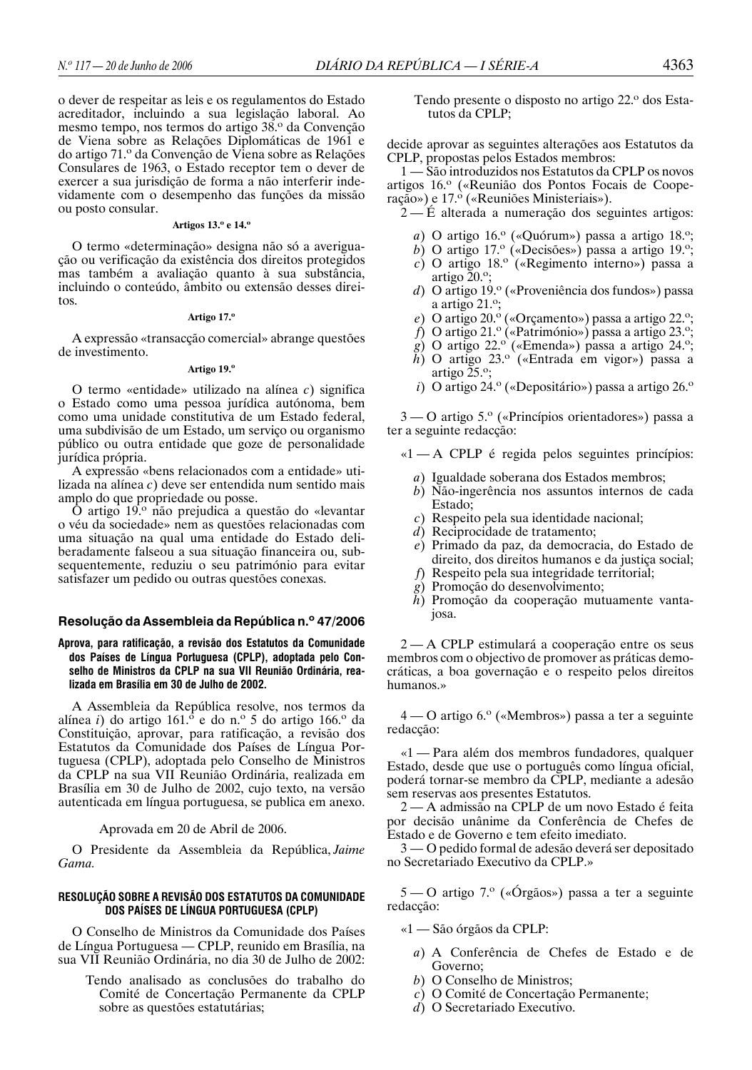o dever de respeitar as leis e os regulamentos do Estado acreditador, incluindo a sua legislação laboral. Ao mesmo tempo, nos termos do artigo 38.º da Convenção de Viena sobre as Relações Diplomáticas de 1961 e do artigo 71.º da Convenção de Viena sobre as Relações Consulares de 1963, o Estado receptor tem o dever de exercer a sua jurisdição de forma a não interferir indevidamente com o desempenho das funções da missão ou posto consular.

#### Artigos 13.º e 14.º

O termo «determinação» designa não só a averiguação ou verificação da existência dos direitos protegidos mas também a avaliação quanto à sua substância, incluindo o conteúdo, âmbito ou extensão desses direitos.

#### Artigo 17.º

A expressão «transacção comercial» abrange questões de investimento.

#### Artigo 19.º

O termo «entidade» utilizado na alínea *c*) significa o Estado como uma pessoa jurídica autónoma, bem como uma unidade constitutiva de um Estado federal, uma subdivisão de um Estado, um serviço ou organismo público ou outra entidade que goze de personalidade jurídica própria.

A expressão «bens relacionados com a entidade» utilizada na alínea *c*) deve ser entendida num sentido mais amplo do que propriedade ou posse.

O artigo 19.º não prejudica a questão do «levantar o véu da sociedade» nem as questões relacionadas com uma situação na qual uma entidade do Estado deliberadamente falseou a sua situação financeira ou, subsequentemente, reduziu o seu património para evitar satisfazer um pedido ou outras questões conexas.

## Resolução da Assembleia da República n.º 47/2006

**Aprova, para ratificação, a revisão dos Estatutos da Comunidade dos Países de Língua Portuguesa (CPLP), adoptada pelo Conselho de Ministros da CPLP na sua VII Reunião Ordinária, realizada em Brasília em 30 de Julho de 2002.**

A Assembleia da República resolve, nos termos da alínea *i*) do artigo 161.º e do n.º 5 do artigo 166.º da Constituição, aprovar, para ratificação, a revisão dos Estatutos da Comunidade dos Países de Língua Portuguesa (CPLP), adoptada pelo Conselho de Ministros da CPLP na sua VII Reunião Ordinária, realizada em Brasília em 30 de Julho de 2002, cujo texto, na versão autenticada em língua portuguesa, se publica em anexo.

Aprovada em 20 de Abril de 2006.

O Presidente da Assembleia da República, *Jaime Gama.*

### RESOLUÇÃO SOBRE A REVISÃO DOS ESTATUTOS DA COMUNIDADE DOS PAÍSES DE LÍNGUA PORTUGUESA (CPLP)

O Conselho de Ministros da Comunidade dos Países de Língua Portuguesa — CPLP, reunido em Brasília, na sua VII Reunião Ordinária, no dia 30 de Julho de 2002:

Tendo analisado as conclusões do trabalho do Comité de Concertação Permanente da CPLP sobre as questões estatutárias;

Tendo presente o disposto no artigo 22.º dos Estatutos da CPLP;

decide aprovar as seguintes alterações aos Estatutos da CPLP, propostas pelos Estados membros:

1 — São introduzidos nos Estatutos da CPLP os novos artigos 16.º («Reunião dos Pontos Focais de Cooperação») e 17.º («Reuniões Ministeriais»).

2 — É alterada a numeração dos seguintes artigos:

*a*) O artigo 16.º («Quórum») passa a artigo 18.º;
*b*) O artigo 17.º («Decisões») passa a artigo 19.º;
*c*) O artigo 18.º («Regimento interno») passa a artigo 20.º;
*d*) O artigo 19.º («Proveniência dos fundos») passa a artigo 21.º;
*e*) O artigo 20.º («Orçamento») passa a artigo 22.º;
*f*) O artigo 21.º («Património») passa a artigo 23.º;
*g*) O artigo 22.º («Emenda») passa a artigo 24.º;
*h*) O artigo 23.º («Entrada em vigor») passa a artigo 25.º;
*i*) O artigo 24.º («Depositário») passa a artigo 26.º

3 — O artigo 5.º («Princípios orientadores») passa a ter a seguinte redacção:

«1 — A CPLP é regida pelos seguintes princípios:

*a*) Igualdade soberana dos Estados membros;
*b*) Não-ingerência nos assuntos internos de cada Estado;
*c*) Respeito pela sua identidade nacional;
*d*) Reciprocidade de tratamento;
*e*) Primado da paz, da democracia, do Estado de direito, dos direitos humanos e da justiça social;
*f*) Respeito pela sua integridade territorial;
*g*) Promoção do desenvolvimento;
*h*) Promoção da cooperação mutuamente vantajosa.

2 — A CPLP estimulará a cooperação entre os seus membros com o objectivo de promover as práticas democráticas, a boa governação e o respeito pelos direitos humanos.»

4 — O artigo 6.º («Membros») passa a ter a seguinte redacção:

«1 — Para além dos membros fundadores, qualquer Estado, desde que use o português como língua oficial, poderá tornar-se membro da CPLP, mediante a adesão sem reservas aos presentes Estatutos.

2 — A admissão na CPLP de um novo Estado é feita por decisão unânime da Conferência de Chefes de Estado e de Governo e tem efeito imediato.

3 — O pedido formal de adesão deverá ser depositado no Secretariado Executivo da CPLP.»

5 — O artigo 7.º («Órgãos») passa a ter a seguinte redacção:

«1 — São órgãos da CPLP:

*a*) A Conferência de Chefes de Estado e de Governo;
*b*) O Conselho de Ministros;
*c*) O Comité de Concertação Permanente;
*d*) O Secretariado Executivo.